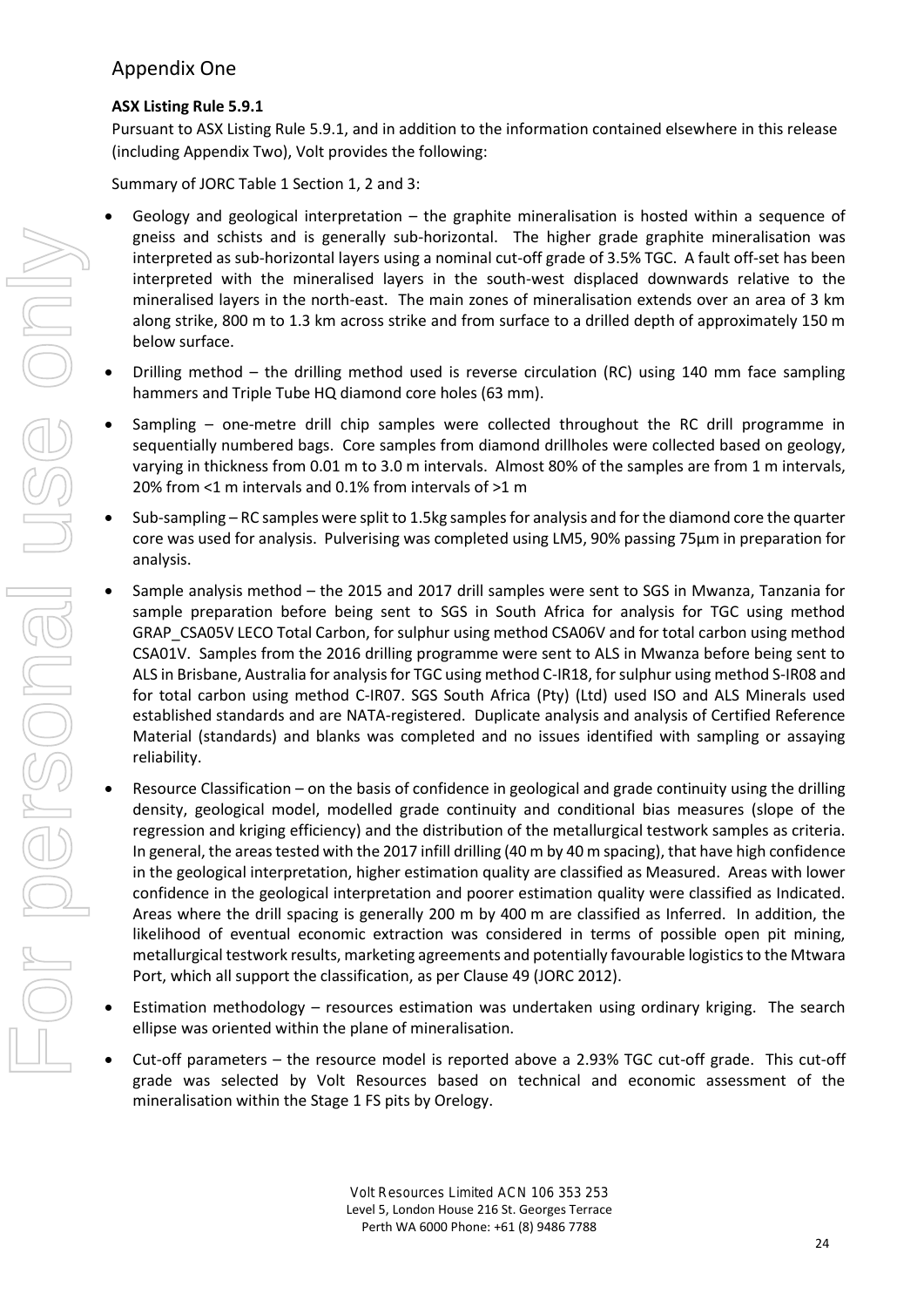## Appendix One

**ASX Listing Rule 5.9.1**

Pursuant to ASX Listing Rule 5.9.1, and in addition to the information contained elsewhere in this release (including Appendix Two), Volt provides the following:

Summary of JORC Table 1 Section 1, 2 and 3:

- Geology and geological interpretation – the graphite mineralisation is hosted within a sequence of gneiss and schists and is generally sub-horizontal. The higher grade graphite mineralisation was interpreted as sub-horizontal layers using a nominal cut-off grade of 3.5% TGC. A fault off-set has been interpreted with the mineralised layers in the south-west displaced downwards relative to the mineralised layers in the north-east. The main zones of mineralisation extends over an area of 3 km along strike, 800 m to 1.3 km across strike and from surface to a drilled depth of approximately 150 m below surface.
- Drilling method – the drilling method used is reverse circulation (RC) using 140 mm face sampling hammers and Triple Tube HQ diamond core holes (63 mm).
- Sampling – one-metre drill chip samples were collected throughout the RC drill programme in sequentially numbered bags. Core samples from diamond drillholes were collected based on geology, varying in thickness from 0.01 m to 3.0 m intervals. Almost 80% of the samples are from 1 m intervals, 20% from <1 m intervals and 0.1% from intervals of >1 m
- Sub-sampling – RC samples were split to 1.5kg samples for analysis and for the diamond core the quarter core was used for analysis. Pulverising was completed using LM5, 90% passing 75µm in preparation for analysis.
- Sample analysis method – the 2015 and 2017 drill samples were sent to SGS in Mwanza, Tanzania for sample preparation before being sent to SGS in South Africa for analysis for TGC using method GRAP_CSA05V LECO Total Carbon, for sulphur using method CSA06V and for total carbon using method CSA01V. Samples from the 2016 drilling programme were sent to ALS in Mwanza before being sent to ALS in Brisbane, Australia for analysis for TGC using method C-IR18, for sulphur using method S-IR08 and for total carbon using method C-IR07. SGS South Africa (Pty) (Ltd) used ISO and ALS Minerals used established standards and are NATA-registered. Duplicate analysis and analysis of Certified Reference Material (standards) and blanks was completed and no issues identified with sampling or assaying reliability.
- Resource Classification – on the basis of confidence in geological and grade continuity using the drilling density, geological model, modelled grade continuity and conditional bias measures (slope of the regression and kriging efficiency) and the distribution of the metallurgical testwork samples as criteria. In general, the areas tested with the 2017 infill drilling (40 m by 40 m spacing), that have high confidence in the geological interpretation, higher estimation quality are classified as Measured. Areas with lower confidence in the geological interpretation and poorer estimation quality were classified as Indicated. Areas where the drill spacing is generally 200 m by 400 m are classified as Inferred. In addition, the likelihood of eventual economic extraction was considered in terms of possible open pit mining, metallurgical testwork results, marketing agreements and potentially favourable logistics to the Mtwara Port, which all support the classification, as per Clause 49 (JORC 2012).
- Estimation methodology – resources estimation was undertaken using ordinary kriging. The search ellipse was oriented within the plane of mineralisation.
- Cut-off parameters – the resource model is reported above a 2.93% TGC cut-off grade. This cut-off grade was selected by Volt Resources based on technical and economic assessment of the mineralisation within the Stage 1 FS pits by Orelogy.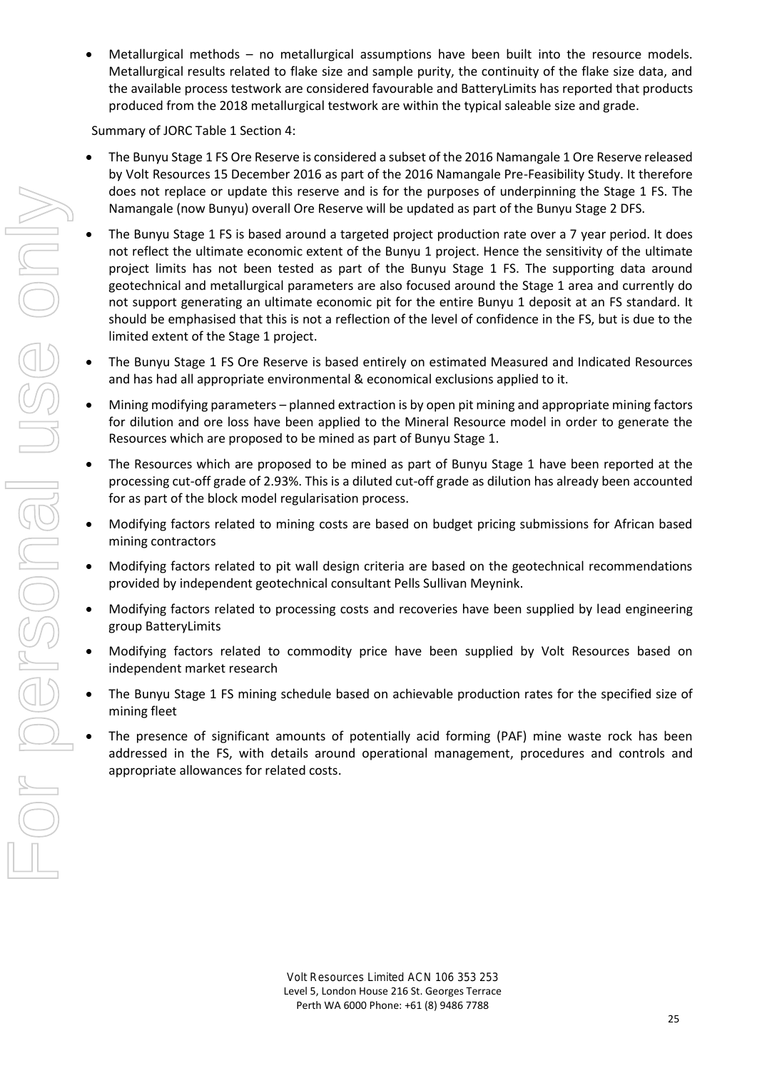- Metallurgical methods – no metallurgical assumptions have been built into the resource models. Metallurgical results related to flake size and sample purity, the continuity of the flake size data, and the available process testwork are considered favourable and BatteryLimits has reported that products produced from the 2018 metallurgical testwork are within the typical saleable size and grade.

Summary of JORC Table 1 Section 4:

- The Bunyu Stage 1 FS Ore Reserve is considered a subset of the 2016 Namangale 1 Ore Reserve released by Volt Resources 15 December 2016 as part of the 2016 Namangale Pre-Feasibility Study. It therefore does not replace or update this reserve and is for the purposes of underpinning the Stage 1 FS. The Namangale (now Bunyu) overall Ore Reserve will be updated as part of the Bunyu Stage 2 DFS.
- The Bunyu Stage 1 FS is based around a targeted project production rate over a 7 year period. It does not reflect the ultimate economic extent of the Bunyu 1 project. Hence the sensitivity of the ultimate project limits has not been tested as part of the Bunyu Stage 1 FS. The supporting data around geotechnical and metallurgical parameters are also focused around the Stage 1 area and currently do not support generating an ultimate economic pit for the entire Bunyu 1 deposit at an FS standard. It should be emphasised that this is not a reflection of the level of confidence in the FS, but is due to the limited extent of the Stage 1 project.
- The Bunyu Stage 1 FS Ore Reserve is based entirely on estimated Measured and Indicated Resources and has had all appropriate environmental & economical exclusions applied to it.
- Mining modifying parameters – planned extraction is by open pit mining and appropriate mining factors for dilution and ore loss have been applied to the Mineral Resource model in order to generate the Resources which are proposed to be mined as part of Bunyu Stage 1.
- The Resources which are proposed to be mined as part of Bunyu Stage 1 have been reported at the processing cut-off grade of 2.93%. This is a diluted cut-off grade as dilution has already been accounted for as part of the block model regularisation process.
- Modifying factors related to mining costs are based on budget pricing submissions for African based mining contractors
- Modifying factors related to pit wall design criteria are based on the geotechnical recommendations provided by independent geotechnical consultant Pells Sullivan Meynink.
- Modifying factors related to processing costs and recoveries have been supplied by lead engineering group BatteryLimits
- Modifying factors related to commodity price have been supplied by Volt Resources based on independent market research
- The Bunyu Stage 1 FS mining schedule based on achievable production rates for the specified size of mining fleet
- The presence of significant amounts of potentially acid forming (PAF) mine waste rock has been addressed in the FS, with details around operational management, procedures and controls and appropriate allowances for related costs.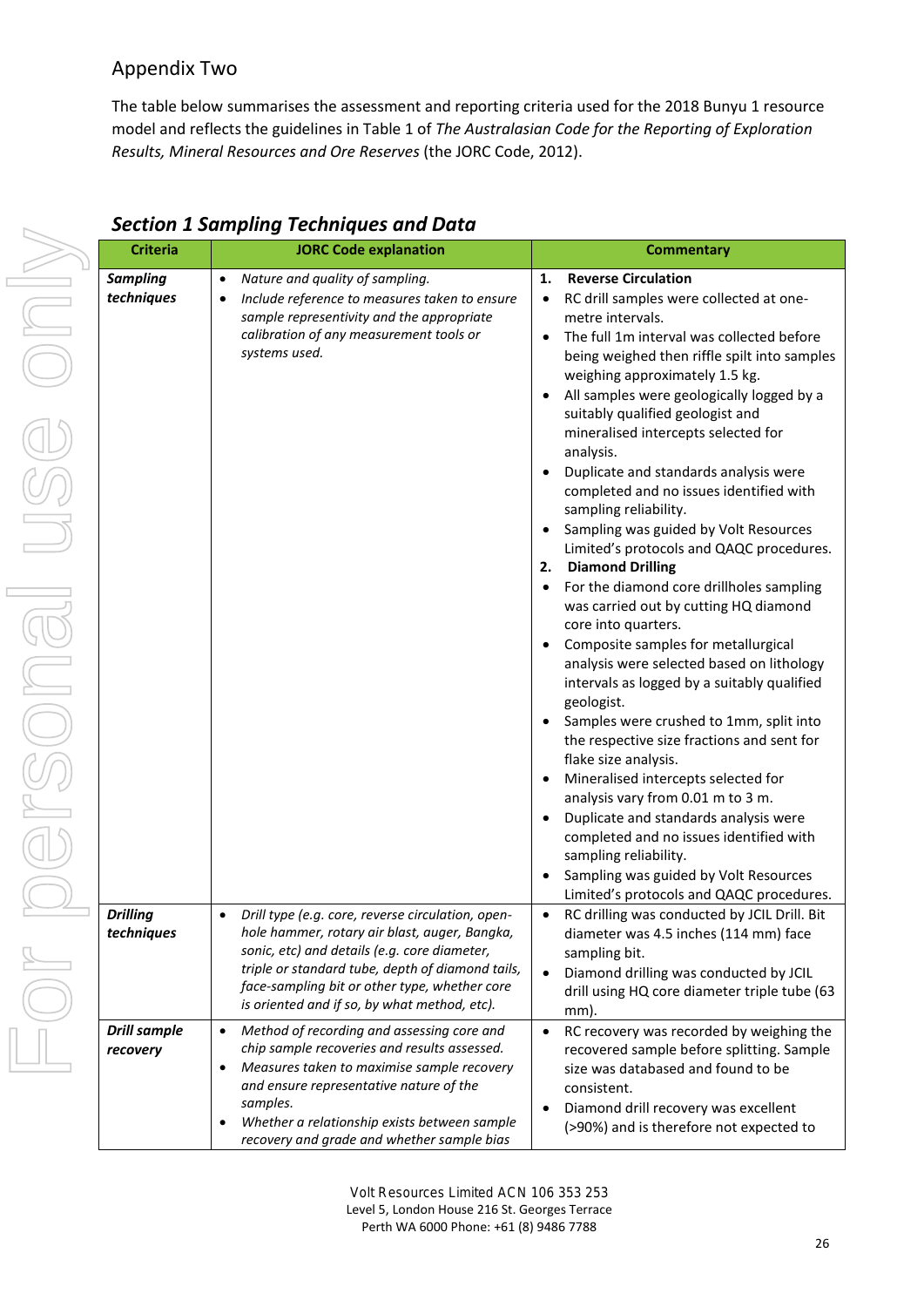Appendix Two

The table below summarises the assessment and reporting criteria used for the 2018 Bunyu 1 resource model and reflects the guidelines in Table 1 of *The Australasian Code for the Reporting of Exploration Results, Mineral Resources and Ore Reserves* (the JORC Code, 2012).

## *Section 1 Sampling Techniques and Data*

| Criteria | JORC Code explanation | Commentary |
|---|---|---|
| ***Sampling techniques*** | • *Nature and quality of sampling.*<br>• *Include reference to measures taken to ensure sample representivity and the appropriate calibration of any measurement tools or systems used.* | **1. Reverse Circulation**<br>• RC drill samples were collected at one-metre intervals.<br>• The full 1m interval was collected before being weighed then riffle spilt into samples weighing approximately 1.5 kg.<br>• All samples were geologically logged by a suitably qualified geologist and mineralised intercepts selected for analysis.<br>• Duplicate and standards analysis were completed and no issues identified with sampling reliability.<br>• Sampling was guided by Volt Resources Limited's protocols and QAQC procedures.<br>**2. Diamond Drilling**<br>• For the diamond core drillholes sampling was carried out by cutting HQ diamond core into quarters.<br>• Composite samples for metallurgical analysis were selected based on lithology intervals as logged by a suitably qualified geologist.<br>• Samples were crushed to 1mm, split into the respective size fractions and sent for flake size analysis.<br>• Mineralised intercepts selected for analysis vary from 0.01 m to 3 m.<br>• Duplicate and standards analysis were completed and no issues identified with sampling reliability.<br>• Sampling was guided by Volt Resources Limited's protocols and QAQC procedures. |
| ***Drilling techniques*** | • *Drill type (e.g. core, reverse circulation, open-hole hammer, rotary air blast, auger, Bangka, sonic, etc) and details (e.g. core diameter, triple or standard tube, depth of diamond tails, face-sampling bit or other type, whether core is oriented and if so, by what method, etc).* | • RC drilling was conducted by JCIL Drill. Bit diameter was 4.5 inches (114 mm) face sampling bit.<br>• Diamond drilling was conducted by JCIL drill using HQ core diameter triple tube (63 mm). |
| ***Drill sample recovery*** | • *Method of recording and assessing core and chip sample recoveries and results assessed.*<br>• *Measures taken to maximise sample recovery and ensure representative nature of the samples.*<br>• *Whether a relationship exists between sample recovery and grade and whether sample bias* | • RC recovery was recorded by weighing the recovered sample before splitting. Sample size was databased and found to be consistent.<br>• Diamond drill recovery was excellent (>90%) and is therefore not expected to |

Volt Resources Limited ACN 106 353 253
Level 5, London House 216 St. Georges Terrace
Perth WA 6000 Phone: +61 (8) 9486 7788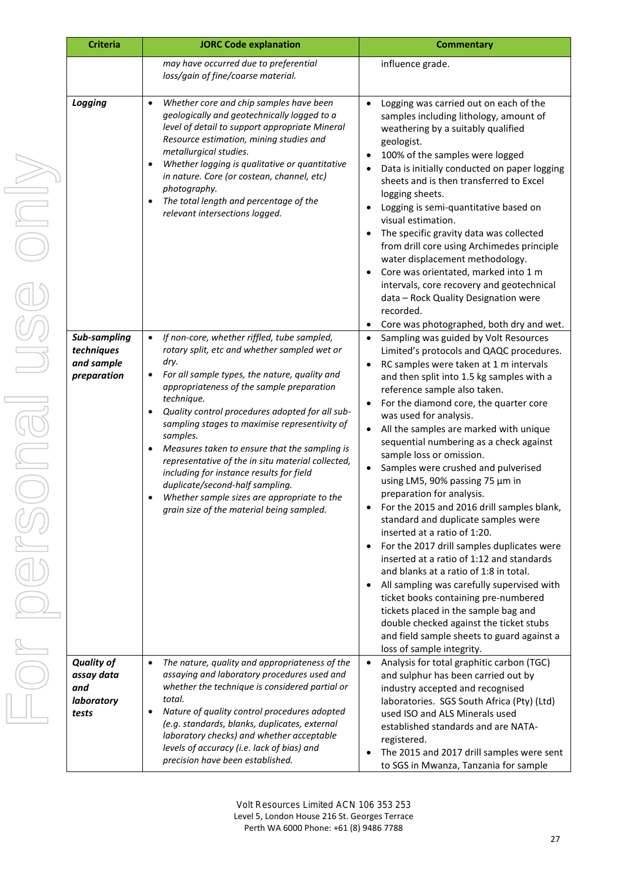| Criteria | JORC Code explanation | Commentary |
|---|---|---|
| | *may have occurred due to preferential loss/gain of fine/coarse material.* | influence grade. |
| ***Logging*** | • *Whether core and chip samples have been geologically and geotechnically logged to a level of detail to support appropriate Mineral Resource estimation, mining studies and metallurgical studies.*<br>• *Whether logging is qualitative or quantitative in nature. Core (or costean, channel, etc) photography.*<br>• *The total length and percentage of the relevant intersections logged.* | • Logging was carried out on each of the samples including lithology, amount of weathering by a suitably qualified geologist.<br>• 100% of the samples were logged<br>• Data is initially conducted on paper logging sheets and is then transferred to Excel logging sheets.<br>• Logging is semi-quantitative based on visual estimation.<br>• The specific gravity data was collected from drill core using Archimedes principle water displacement methodology.<br>• Core was orientated, marked into 1 m intervals, core recovery and geotechnical data – Rock Quality Designation were recorded.<br>• Core was photographed, both dry and wet. |
| ***Sub-sampling techniques and sample preparation*** | • *If non-core, whether riffled, tube sampled, rotary split, etc and whether sampled wet or dry.*<br>• *For all sample types, the nature, quality and appropriateness of the sample preparation technique.*<br>• *Quality control procedures adopted for all sub-sampling stages to maximise representivity of samples.*<br>• *Measures taken to ensure that the sampling is representative of the in situ material collected, including for instance results for field duplicate/second-half sampling.*<br>• *Whether sample sizes are appropriate to the grain size of the material being sampled.* | • Sampling was guided by Volt Resources Limited's protocols and QAQC procedures.<br>• RC samples were taken at 1 m intervals and then split into 1.5 kg samples with a reference sample also taken.<br>• For the diamond core, the quarter core was used for analysis.<br>• All the samples are marked with unique sequential numbering as a check against sample loss or omission.<br>• Samples were crushed and pulverised using LM5, 90% passing 75 µm in preparation for analysis.<br>• For the 2015 and 2016 drill samples blank, standard and duplicate samples were inserted at a ratio of 1:20.<br>• For the 2017 drill samples duplicates were inserted at a ratio of 1:12 and standards and blanks at a ratio of 1:8 in total.<br>• All sampling was carefully supervised with ticket books containing pre-numbered tickets placed in the sample bag and double checked against the ticket stubs and field sample sheets to guard against a loss of sample integrity. |
| ***Quality of assay data and laboratory tests*** | • *The nature, quality and appropriateness of the assaying and laboratory procedures used and whether the technique is considered partial or total.*<br>• *Nature of quality control procedures adopted (e.g. standards, blanks, duplicates, external laboratory checks) and whether acceptable levels of accuracy (i.e. lack of bias) and precision have been established.* | • Analysis for total graphitic carbon (TGC) and sulphur has been carried out by industry accepted and recognised laboratories. SGS South Africa (Pty) (Ltd) used ISO and ALS Minerals used established standards and are NATA-registered.<br>• The 2015 and 2017 drill samples were sent to SGS in Mwanza, Tanzania for sample |

Volt Resources Limited ACN 106 353 253
Level 5, London House 216 St. Georges Terrace
Perth WA 6000 Phone: +61 (8) 9486 7788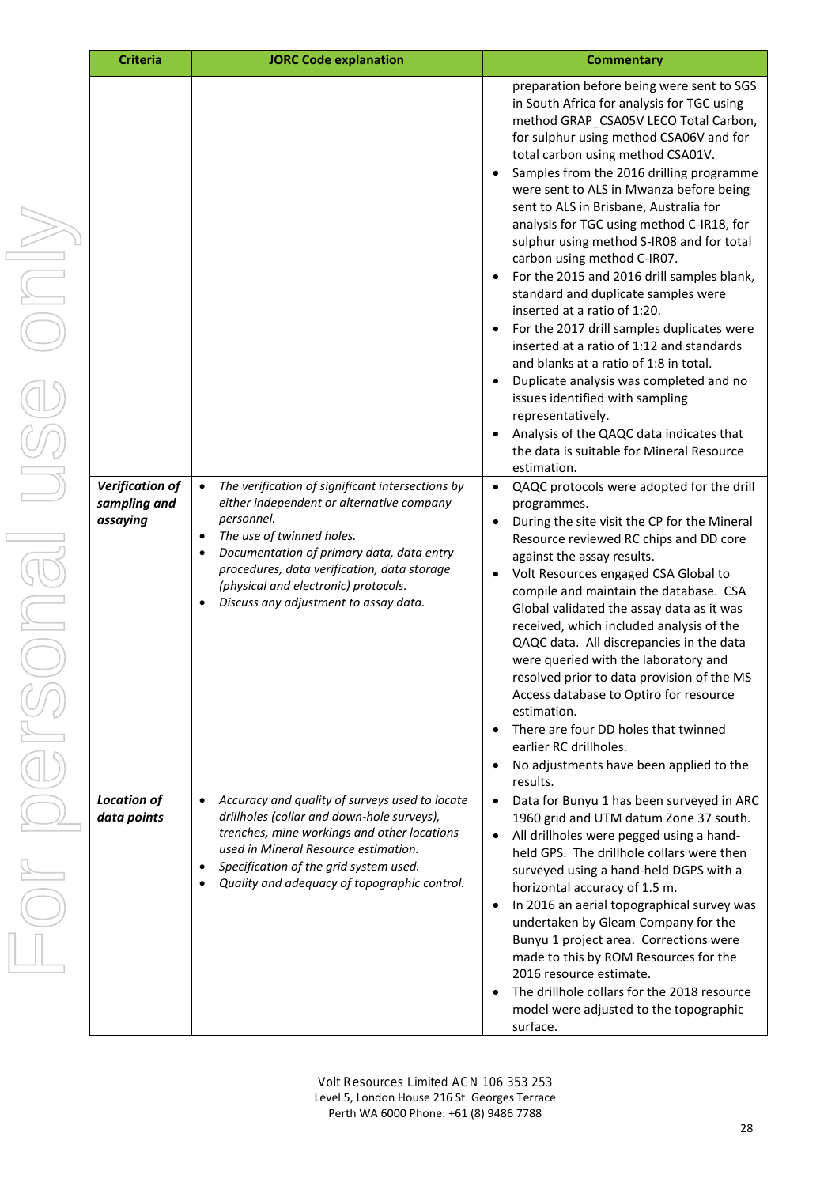| Criteria | JORC Code explanation | Commentary |
|---|---|---|
| | | preparation before being were sent to SGS in South Africa for analysis for TGC using method GRAP_CSA05V LECO Total Carbon, for sulphur using method CSA06V and for total carbon using method CSA01V.<br>• Samples from the 2016 drilling programme were sent to ALS in Mwanza before being sent to ALS in Brisbane, Australia for analysis for TGC using method C-IR18, for sulphur using method S-IR08 and for total carbon using method C-IR07.<br>• For the 2015 and 2016 drill samples blank, standard and duplicate samples were inserted at a ratio of 1:20.<br>• For the 2017 drill samples duplicates were inserted at a ratio of 1:12 and standards and blanks at a ratio of 1:8 in total.<br>• Duplicate analysis was completed and no issues identified with sampling representatively.<br>• Analysis of the QAQC data indicates that the data is suitable for Mineral Resource estimation. |
| ***Verification of sampling and assaying*** | • *The verification of significant intersections by either independent or alternative company personnel.*<br>• *The use of twinned holes.*<br>• *Documentation of primary data, data entry procedures, data verification, data storage (physical and electronic) protocols.*<br>• *Discuss any adjustment to assay data.* | • QAQC protocols were adopted for the drill programmes.<br>• During the site visit the CP for the Mineral Resource reviewed RC chips and DD core against the assay results.<br>• Volt Resources engaged CSA Global to compile and maintain the database. CSA Global validated the assay data as it was received, which included analysis of the QAQC data. All discrepancies in the data were queried with the laboratory and resolved prior to data provision of the MS Access database to Optiro for resource estimation.<br>• There are four DD holes that twinned earlier RC drillholes.<br>• No adjustments have been applied to the results. |
| ***Location of data points*** | • *Accuracy and quality of surveys used to locate drillholes (collar and down-hole surveys), trenches, mine workings and other locations used in Mineral Resource estimation.*<br>• *Specification of the grid system used.*<br>• *Quality and adequacy of topographic control.* | • Data for Bunyu 1 has been surveyed in ARC 1960 grid and UTM datum Zone 37 south.<br>• All drillholes were pegged using a hand-held GPS. The drillhole collars were then surveyed using a hand-held DGPS with a horizontal accuracy of 1.5 m.<br>• In 2016 an aerial topographical survey was undertaken by Gleam Company for the Bunyu 1 project area. Corrections were made to this by ROM Resources for the 2016 resource estimate.<br>• The drillhole collars for the 2018 resource model were adjusted to the topographic surface. |

Volt Resources Limited ACN 106 353 253
Level 5, London House 216 St. Georges Terrace
Perth WA 6000 Phone: +61 (8) 9486 7788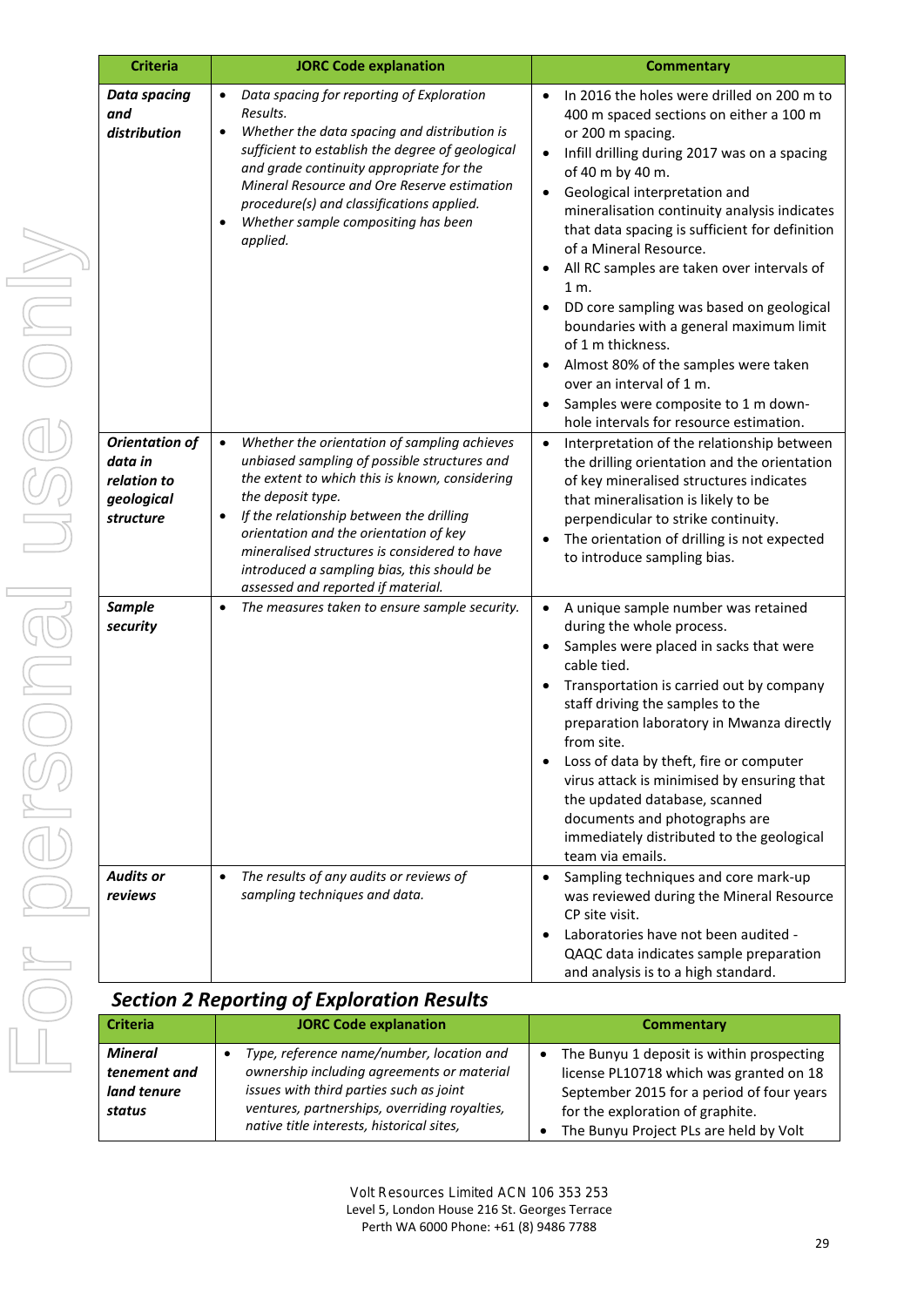| Criteria | JORC Code explanation | Commentary |
|---|---|---|
| ***Data spacing and distribution*** | • *Data spacing for reporting of Exploration Results.*<br>• *Whether the data spacing and distribution is sufficient to establish the degree of geological and grade continuity appropriate for the Mineral Resource and Ore Reserve estimation procedure(s) and classifications applied.*<br>• *Whether sample compositing has been applied.* | • In 2016 the holes were drilled on 200 m to 400 m spaced sections on either a 100 m or 200 m spacing.<br>• Infill drilling during 2017 was on a spacing of 40 m by 40 m.<br>• Geological interpretation and mineralisation continuity analysis indicates that data spacing is sufficient for definition of a Mineral Resource.<br>• All RC samples are taken over intervals of 1 m.<br>• DD core sampling was based on geological boundaries with a general maximum limit of 1 m thickness.<br>• Almost 80% of the samples were taken over an interval of 1 m.<br>• Samples were composite to 1 m down-hole intervals for resource estimation. |
| ***Orientation of data in relation to geological structure*** | • *Whether the orientation of sampling achieves unbiased sampling of possible structures and the extent to which this is known, considering the deposit type.*<br>• *If the relationship between the drilling orientation and the orientation of key mineralised structures is considered to have introduced a sampling bias, this should be assessed and reported if material.* | • Interpretation of the relationship between the drilling orientation and the orientation of key mineralised structures indicates that mineralisation is likely to be perpendicular to strike continuity.<br>• The orientation of drilling is not expected to introduce sampling bias. |
| ***Sample security*** | • *The measures taken to ensure sample security.* | • A unique sample number was retained during the whole process.<br>• Samples were placed in sacks that were cable tied.<br>• Transportation is carried out by company staff driving the samples to the preparation laboratory in Mwanza directly from site.<br>• Loss of data by theft, fire or computer virus attack is minimised by ensuring that the updated database, scanned documents and photographs are immediately distributed to the geological team via emails. |
| ***Audits or reviews*** | • *The results of any audits or reviews of sampling techniques and data.* | • Sampling techniques and core mark-up was reviewed during the Mineral Resource CP site visit.<br>• Laboratories have not been audited - QAQC data indicates sample preparation and analysis is to a high standard. |

## *Section 2 Reporting of Exploration Results*

| Criteria | JORC Code explanation | Commentary |
|---|---|---|
| ***Mineral tenement and land tenure status*** | • *Type, reference name/number, location and ownership including agreements or material issues with third parties such as joint ventures, partnerships, overriding royalties, native title interests, historical sites,* | • The Bunyu 1 deposit is within prospecting license PL10718 which was granted on 18 September 2015 for a period of four years for the exploration of graphite.<br>• The Bunyu Project PLs are held by Volt |

Volt Resources Limited ACN 106 353 253
Level 5, London House 216 St. Georges Terrace
Perth WA 6000 Phone: +61 (8) 9486 7788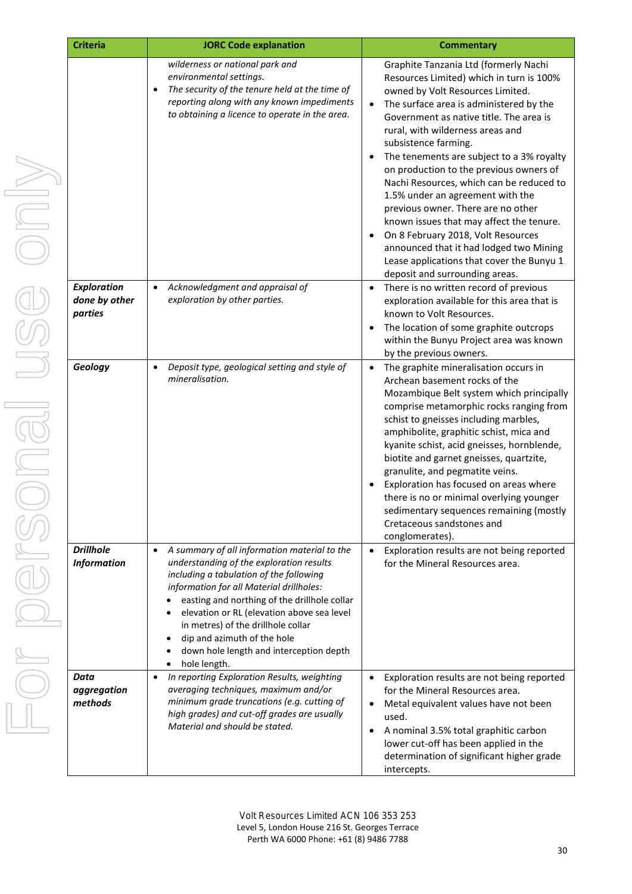| Criteria | JORC Code explanation | Commentary |
|---|---|---|
| | *wilderness or national park and environmental settings.*<br>• *The security of the tenure held at the time of reporting along with any known impediments to obtaining a licence to operate in the area.* | Graphite Tanzania Ltd (formerly Nachi Resources Limited) which in turn is 100% owned by Volt Resources Limited.<br>• The surface area is administered by the Government as native title. The area is rural, with wilderness areas and subsistence farming.<br>• The tenements are subject to a 3% royalty on production to the previous owners of Nachi Resources, which can be reduced to 1.5% under an agreement with the previous owner. There are no other known issues that may affect the tenure.<br>• On 8 February 2018, Volt Resources announced that it had lodged two Mining Lease applications that cover the Bunyu 1 deposit and surrounding areas. |
| ***Exploration done by other parties*** | • *Acknowledgment and appraisal of exploration by other parties.* | • There is no written record of previous exploration available for this area that is known to Volt Resources.<br>• The location of some graphite outcrops within the Bunyu Project area was known by the previous owners. |
| ***Geology*** | • *Deposit type, geological setting and style of mineralisation.* | • The graphite mineralisation occurs in Archean basement rocks of the Mozambique Belt system which principally comprise metamorphic rocks ranging from schist to gneisses including marbles, amphibolite, graphitic schist, mica and kyanite schist, acid gneisses, hornblende, biotite and garnet gneisses, quartzite, granulite, and pegmatite veins.<br>• Exploration has focused on areas where there is no or minimal overlying younger sedimentary sequences remaining (mostly Cretaceous sandstones and conglomerates). |
| ***Drillhole Information*** | • *A summary of all information material to the understanding of the exploration results including a tabulation of the following information for all Material drillholes:*<br>• easting and northing of the drillhole collar<br>• elevation or RL (elevation above sea level in metres) of the drillhole collar<br>• dip and azimuth of the hole<br>• down hole length and interception depth<br>• hole length. | • Exploration results are not being reported for the Mineral Resources area. |
| ***Data aggregation methods*** | • *In reporting Exploration Results, weighting averaging techniques, maximum and/or minimum grade truncations (e.g. cutting of high grades) and cut-off grades are usually Material and should be stated.* | • Exploration results are not being reported for the Mineral Resources area.<br>• Metal equivalent values have not been used.<br>• A nominal 3.5% total graphitic carbon lower cut-off has been applied in the determination of significant higher grade intercepts. |

Volt Resources Limited ACN 106 353 253
Level 5, London House 216 St. Georges Terrace
Perth WA 6000 Phone: +61 (8) 9486 7788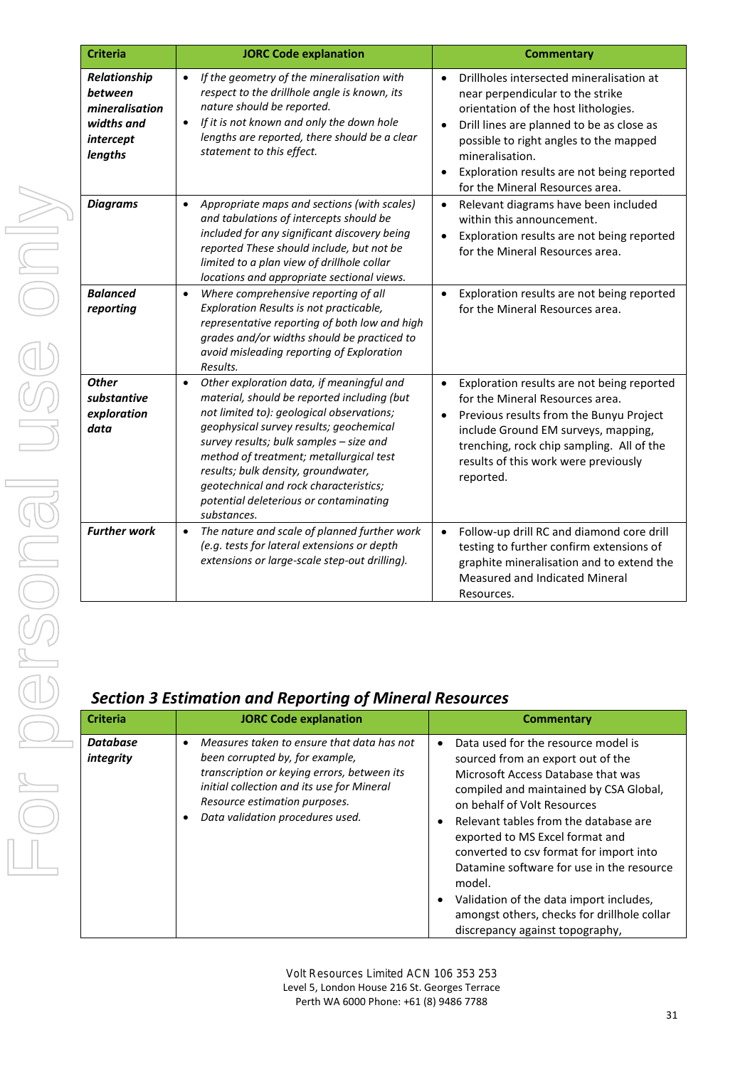| Criteria | JORC Code explanation | Commentary |
| --- | --- | --- |
| ***Relationship between mineralisation widths and intercept lengths*** | • *If the geometry of the mineralisation with respect to the drillhole angle is known, its nature should be reported.*<br>• *If it is not known and only the down hole lengths are reported, there should be a clear statement to this effect.* | • Drillholes intersected mineralisation at near perpendicular to the strike orientation of the host lithologies.<br>• Drill lines are planned to be as close as possible to right angles to the mapped mineralisation.<br>• Exploration results are not being reported for the Mineral Resources area. |
| ***Diagrams*** | • *Appropriate maps and sections (with scales) and tabulations of intercepts should be included for any significant discovery being reported These should include, but not be limited to a plan view of drillhole collar locations and appropriate sectional views.* | • Relevant diagrams have been included within this announcement.<br>• Exploration results are not being reported for the Mineral Resources area. |
| ***Balanced reporting*** | • *Where comprehensive reporting of all Exploration Results is not practicable, representative reporting of both low and high grades and/or widths should be practiced to avoid misleading reporting of Exploration Results.* | • Exploration results are not being reported for the Mineral Resources area. |
| ***Other substantive exploration data*** | • *Other exploration data, if meaningful and material, should be reported including (but not limited to): geological observations; geophysical survey results; geochemical survey results; bulk samples – size and method of treatment; metallurgical test results; bulk density, groundwater, geotechnical and rock characteristics; potential deleterious or contaminating substances.* | • Exploration results are not being reported for the Mineral Resources area.<br>• Previous results from the Bunyu Project include Ground EM surveys, mapping, trenching, rock chip sampling. All of the results of this work were previously reported. |
| ***Further work*** | • *The nature and scale of planned further work (e.g. tests for lateral extensions or depth extensions or large-scale step-out drilling).* | • Follow-up drill RC and diamond core drill testing to further confirm extensions of graphite mineralisation and to extend the Measured and Indicated Mineral Resources. |

## *Section 3 Estimation and Reporting of Mineral Resources*

| Criteria | JORC Code explanation | Commentary |
| --- | --- | --- |
| ***Database integrity*** | • *Measures taken to ensure that data has not been corrupted by, for example, transcription or keying errors, between its initial collection and its use for Mineral Resource estimation purposes.*<br>• *Data validation procedures used.* | • Data used for the resource model is sourced from an export out of the Microsoft Access Database that was compiled and maintained by CSA Global, on behalf of Volt Resources<br>• Relevant tables from the database are exported to MS Excel format and converted to csv format for import into Datamine software for use in the resource model.<br>• Validation of the data import includes, amongst others, checks for drillhole collar discrepancy against topography, |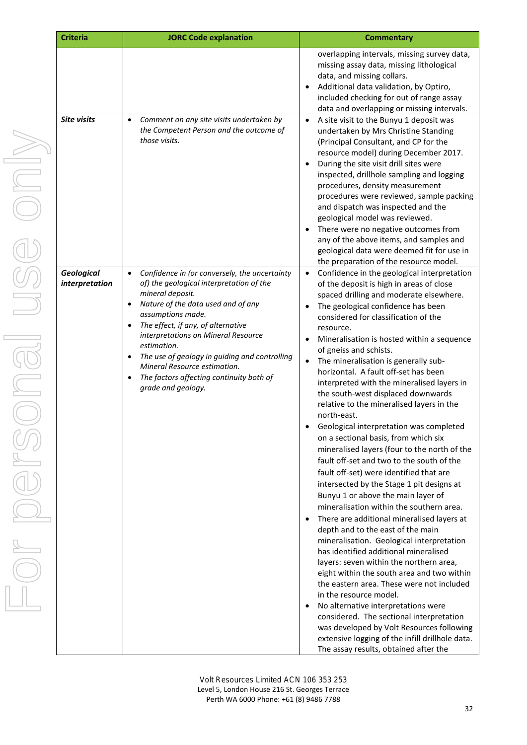| Criteria | JORC Code explanation | Commentary |
|---|---|---|
| | | overlapping intervals, missing survey data, missing assay data, missing lithological data, and missing collars.<br>• Additional data validation, by Optiro, included checking for out of range assay data and overlapping or missing intervals. |
| ***Site visits*** | • *Comment on any site visits undertaken by the Competent Person and the outcome of those visits.* | • A site visit to the Bunyu 1 deposit was undertaken by Mrs Christine Standing (Principal Consultant, and CP for the resource model) during December 2017.<br>• During the site visit drill sites were inspected, drillhole sampling and logging procedures, density measurement procedures were reviewed, sample packing and dispatch was inspected and the geological model was reviewed.<br>• There were no negative outcomes from any of the above items, and samples and geological data were deemed fit for use in the preparation of the resource model. |
| ***Geological interpretation*** | • *Confidence in (or conversely, the uncertainty of) the geological interpretation of the mineral deposit.*<br>• *Nature of the data used and of any assumptions made.*<br>• *The effect, if any, of alternative interpretations on Mineral Resource estimation.*<br>• *The use of geology in guiding and controlling Mineral Resource estimation.*<br>• *The factors affecting continuity both of grade and geology.* | • Confidence in the geological interpretation of the deposit is high in areas of close spaced drilling and moderate elsewhere.<br>• The geological confidence has been considered for classification of the resource.<br>• Mineralisation is hosted within a sequence of gneiss and schists.<br>• The mineralisation is generally sub-horizontal. A fault off-set has been interpreted with the mineralised layers in the south-west displaced downwards relative to the mineralised layers in the north-east.<br>• Geological interpretation was completed on a sectional basis, from which six mineralised layers (four to the north of the fault off-set and two to the south of the fault off-set) were identified that are intersected by the Stage 1 pit designs at Bunyu 1 or above the main layer of mineralisation within the southern area.<br>• There are additional mineralised layers at depth and to the east of the main mineralisation. Geological interpretation has identified additional mineralised layers: seven within the northern area, eight within the south area and two within the eastern area. These were not included in the resource model.<br>• No alternative interpretations were considered. The sectional interpretation was developed by Volt Resources following extensive logging of the infill drillhole data. The assay results, obtained after the |

Volt Resources Limited ACN 106 353 253
Level 5, London House 216 St. Georges Terrace
Perth WA 6000 Phone: +61 (8) 9486 7788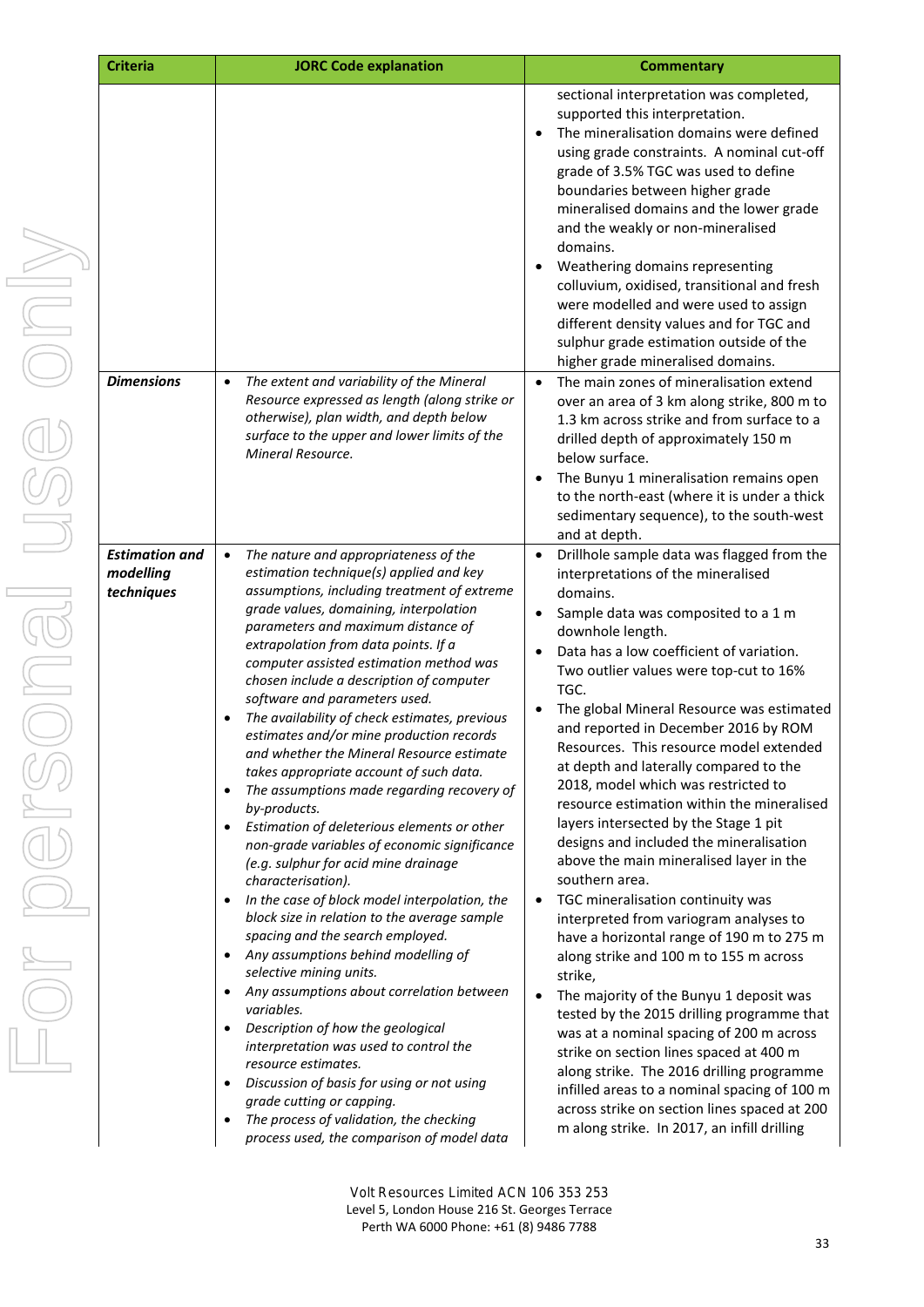| Criteria | JORC Code explanation | Commentary |
|---|---|---|
| | | sectional interpretation was completed, supported this interpretation.<br>• The mineralisation domains were defined using grade constraints. A nominal cut-off grade of 3.5% TGC was used to define boundaries between higher grade mineralised domains and the lower grade and the weakly or non-mineralised domains.<br>• Weathering domains representing colluvium, oxidised, transitional and fresh were modelled and were used to assign different density values and for TGC and sulphur grade estimation outside of the higher grade mineralised domains. |
| ***Dimensions*** | • *The extent and variability of the Mineral Resource expressed as length (along strike or otherwise), plan width, and depth below surface to the upper and lower limits of the Mineral Resource.* | • The main zones of mineralisation extend over an area of 3 km along strike, 800 m to 1.3 km across strike and from surface to a drilled depth of approximately 150 m below surface.<br>• The Bunyu 1 mineralisation remains open to the north-east (where it is under a thick sedimentary sequence), to the south-west and at depth. |
| ***Estimation and modelling techniques*** | • *The nature and appropriateness of the estimation technique(s) applied and key assumptions, including treatment of extreme grade values, domaining, interpolation parameters and maximum distance of extrapolation from data points. If a computer assisted estimation method was chosen include a description of computer software and parameters used.*<br>• *The availability of check estimates, previous estimates and/or mine production records and whether the Mineral Resource estimate takes appropriate account of such data.*<br>• *The assumptions made regarding recovery of by-products.*<br>• *Estimation of deleterious elements or other non-grade variables of economic significance (e.g. sulphur for acid mine drainage characterisation).*<br>• *In the case of block model interpolation, the block size in relation to the average sample spacing and the search employed.*<br>• *Any assumptions behind modelling of selective mining units.*<br>• *Any assumptions about correlation between variables.*<br>• *Description of how the geological interpretation was used to control the resource estimates.*<br>• *Discussion of basis for using or not using grade cutting or capping.*<br>• *The process of validation, the checking process used, the comparison of model data* | • Drillhole sample data was flagged from the interpretations of the mineralised domains.<br>• Sample data was composited to a 1 m downhole length.<br>• Data has a low coefficient of variation. Two outlier values were top-cut to 16% TGC.<br>• The global Mineral Resource was estimated and reported in December 2016 by ROM Resources. This resource model extended at depth and laterally compared to the 2018, model which was restricted to resource estimation within the mineralised layers intersected by the Stage 1 pit designs and included the mineralisation above the main mineralised layer in the southern area.<br>• TGC mineralisation continuity was interpreted from variogram analyses to have a horizontal range of 190 m to 275 m along strike and 100 m to 155 m across strike,<br>• The majority of the Bunyu 1 deposit was tested by the 2015 drilling programme that was at a nominal spacing of 200 m across strike on section lines spaced at 400 m along strike. The 2016 drilling programme infilled areas to a nominal spacing of 100 m across strike on section lines spaced at 200 m along strike. In 2017, an infill drilling |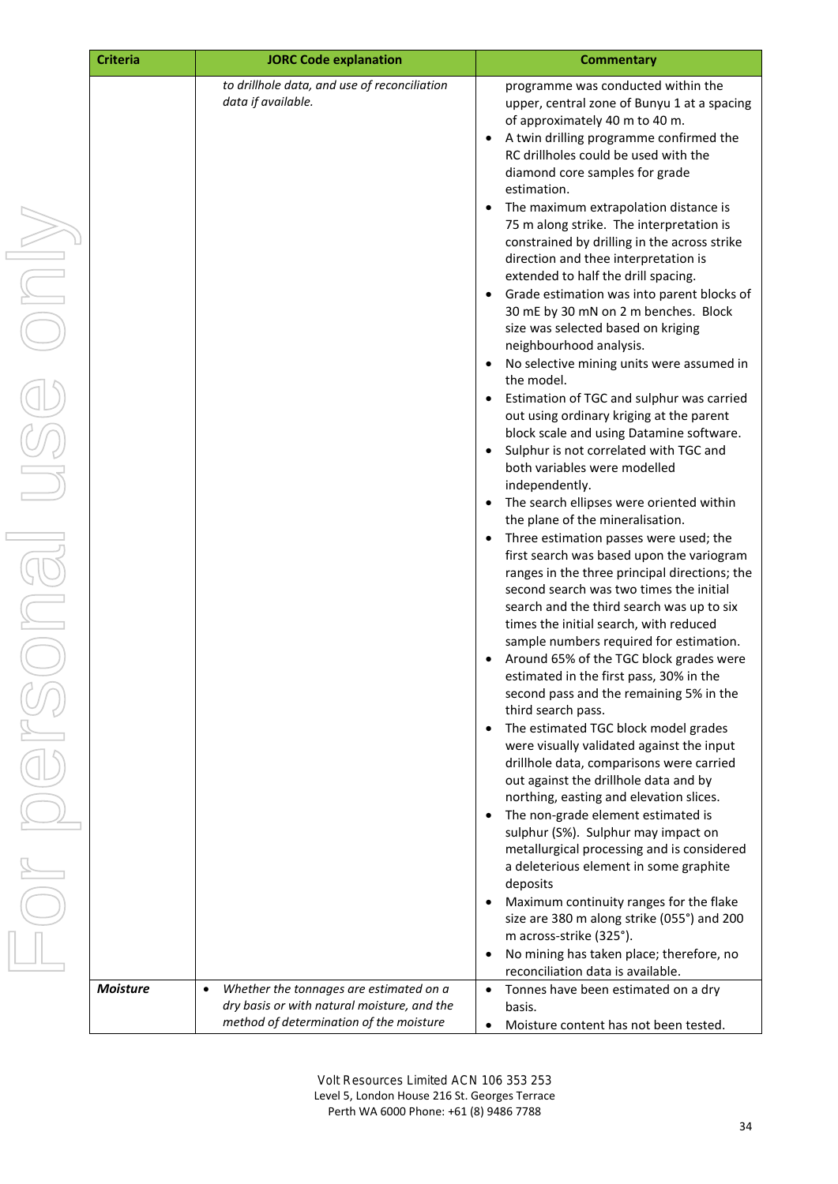| Criteria | JORC Code explanation | Commentary |
|---|---|---|
| | *to drillhole data, and use of reconciliation data if available.* | programme was conducted within the upper, central zone of Bunyu 1 at a spacing of approximately 40 m to 40 m.<br>• A twin drilling programme confirmed the RC drillholes could be used with the diamond core samples for grade estimation.<br>• The maximum extrapolation distance is 75 m along strike. The interpretation is constrained by drilling in the across strike direction and thee interpretation is extended to half the drill spacing.<br>• Grade estimation was into parent blocks of 30 mE by 30 mN on 2 m benches. Block size was selected based on kriging neighbourhood analysis.<br>• No selective mining units were assumed in the model.<br>• Estimation of TGC and sulphur was carried out using ordinary kriging at the parent block scale and using Datamine software.<br>• Sulphur is not correlated with TGC and both variables were modelled independently.<br>• The search ellipses were oriented within the plane of the mineralisation.<br>• Three estimation passes were used; the first search was based upon the variogram ranges in the three principal directions; the second search was two times the initial search and the third search was up to six times the initial search, with reduced sample numbers required for estimation.<br>• Around 65% of the TGC block grades were estimated in the first pass, 30% in the second pass and the remaining 5% in the third search pass.<br>• The estimated TGC block model grades were visually validated against the input drillhole data, comparisons were carried out against the drillhole data and by northing, easting and elevation slices.<br>• The non-grade element estimated is sulphur (S%). Sulphur may impact on metallurgical processing and is considered a deleterious element in some graphite deposits<br>• Maximum continuity ranges for the flake size are 380 m along strike (055°) and 200 m across-strike (325°).<br>• No mining has taken place; therefore, no reconciliation data is available. |
| ***Moisture*** | • *Whether the tonnages are estimated on a dry basis or with natural moisture, and the method of determination of the moisture* | • Tonnes have been estimated on a dry basis.<br>• Moisture content has not been tested. |

Volt Resources Limited ACN 106 353 253
Level 5, London House 216 St. Georges Terrace
Perth WA 6000 Phone: +61 (8) 9486 7788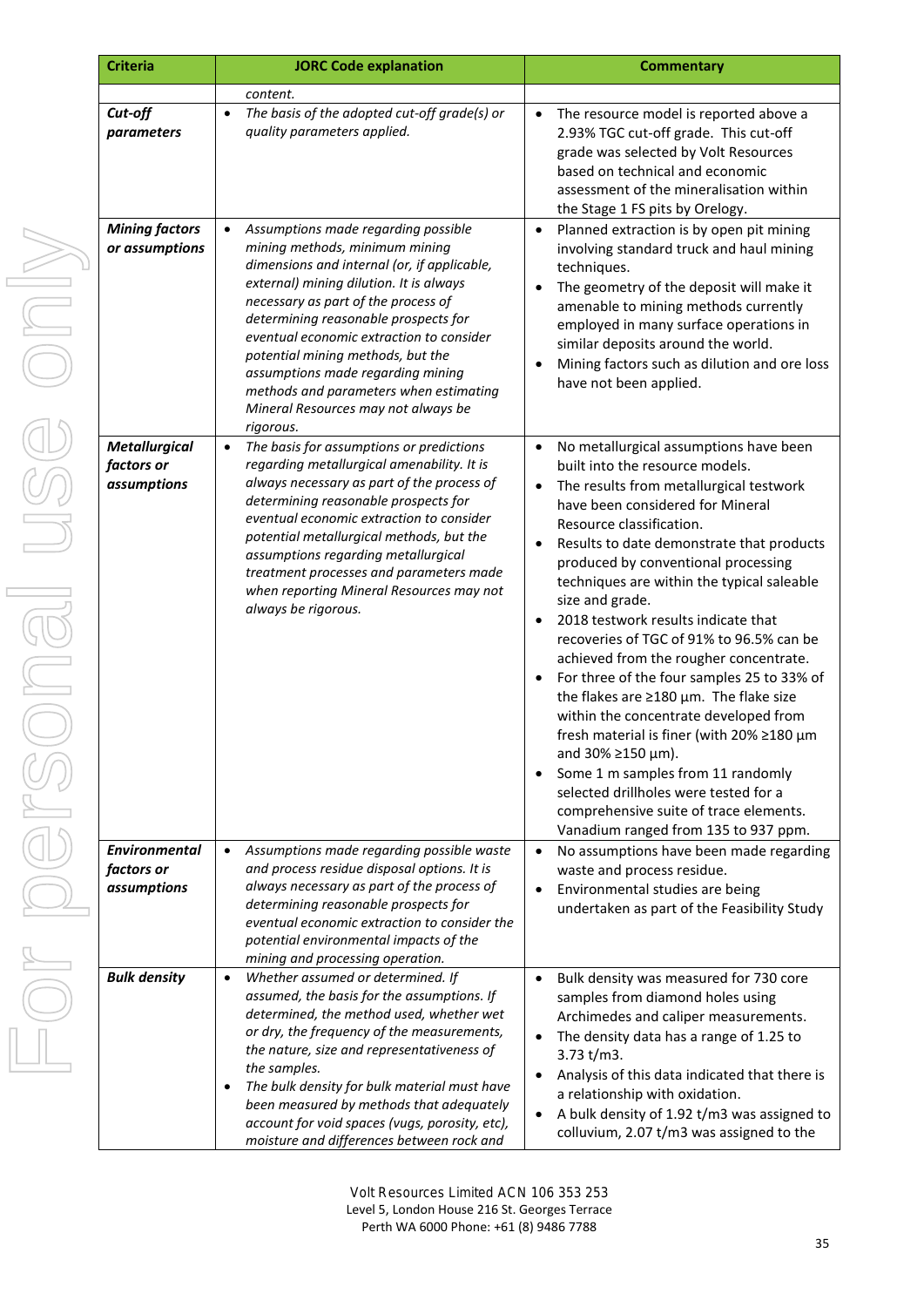| Criteria | JORC Code explanation | Commentary |
|---|---|---|
| | *content.* | |
| ***Cut-off parameters*** | • *The basis of the adopted cut-off grade(s) or quality parameters applied.* | • The resource model is reported above a 2.93% TGC cut-off grade. This cut-off grade was selected by Volt Resources based on technical and economic assessment of the mineralisation within the Stage 1 FS pits by Orelogy. |
| ***Mining factors or assumptions*** | • *Assumptions made regarding possible mining methods, minimum mining dimensions and internal (or, if applicable, external) mining dilution. It is always necessary as part of the process of determining reasonable prospects for eventual economic extraction to consider potential mining methods, but the assumptions made regarding mining methods and parameters when estimating Mineral Resources may not always be rigorous.* | • Planned extraction is by open pit mining involving standard truck and haul mining techniques.<br>• The geometry of the deposit will make it amenable to mining methods currently employed in many surface operations in similar deposits around the world.<br>• Mining factors such as dilution and ore loss have not been applied. |
| ***Metallurgical factors or assumptions*** | • *The basis for assumptions or predictions regarding metallurgical amenability. It is always necessary as part of the process of determining reasonable prospects for eventual economic extraction to consider potential metallurgical methods, but the assumptions regarding metallurgical treatment processes and parameters made when reporting Mineral Resources may not always be rigorous.* | • No metallurgical assumptions have been built into the resource models.<br>• The results from metallurgical testwork have been considered for Mineral Resource classification.<br>• Results to date demonstrate that products produced by conventional processing techniques are within the typical saleable size and grade.<br>• 2018 testwork results indicate that recoveries of TGC of 91% to 96.5% can be achieved from the rougher concentrate.<br>• For three of the four samples 25 to 33% of the flakes are ≥180 µm. The flake size within the concentrate developed from fresh material is finer (with 20% ≥180 µm and 30% ≥150 µm).<br>• Some 1 m samples from 11 randomly selected drillholes were tested for a comprehensive suite of trace elements. Vanadium ranged from 135 to 937 ppm. |
| ***Environmental factors or assumptions*** | • *Assumptions made regarding possible waste and process residue disposal options. It is always necessary as part of the process of determining reasonable prospects for eventual economic extraction to consider the potential environmental impacts of the mining and processing operation.* | • No assumptions have been made regarding waste and process residue.<br>• Environmental studies are being undertaken as part of the Feasibility Study |
| ***Bulk density*** | • *Whether assumed or determined. If assumed, the basis for the assumptions. If determined, the method used, whether wet or dry, the frequency of the measurements, the nature, size and representativeness of the samples.*<br>• *The bulk density for bulk material must have been measured by methods that adequately account for void spaces (vugs, porosity, etc), moisture and differences between rock and* | • Bulk density was measured for 730 core samples from diamond holes using Archimedes and caliper measurements.<br>• The density data has a range of 1.25 to 3.73 t/m3.<br>• Analysis of this data indicated that there is a relationship with oxidation.<br>• A bulk density of 1.92 t/m3 was assigned to colluvium, 2.07 t/m3 was assigned to the |

Volt Resources Limited ACN 106 353 253
Level 5, London House 216 St. Georges Terrace
Perth WA 6000 Phone: +61 (8) 9486 7788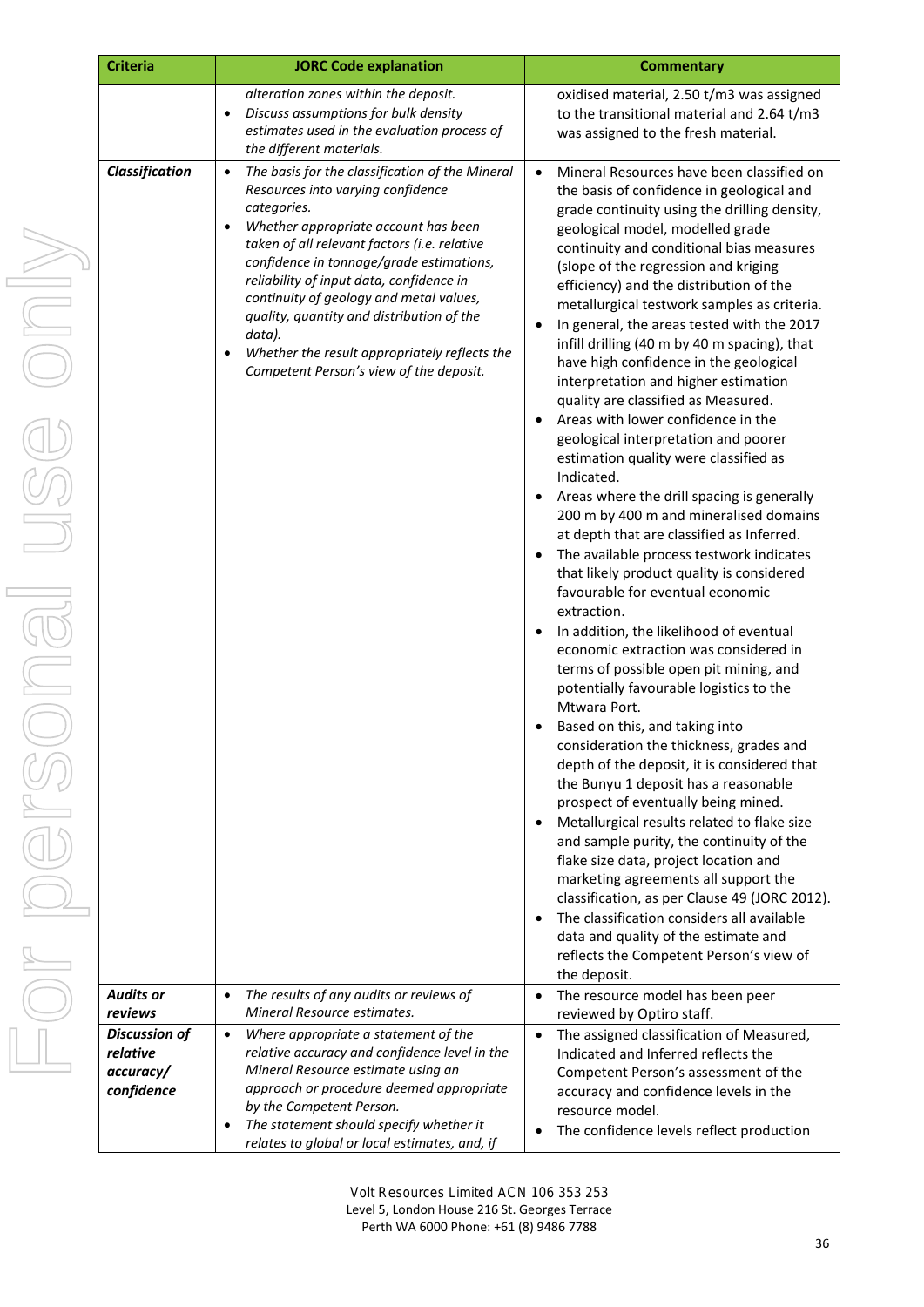| Criteria | JORC Code explanation | Commentary |
|---|---|---|
| | *alteration zones within the deposit.*<br>• *Discuss assumptions for bulk density estimates used in the evaluation process of the different materials.* | oxidised material, 2.50 t/m3 was assigned to the transitional material and 2.64 t/m3 was assigned to the fresh material. |
| ***Classification*** | • *The basis for the classification of the Mineral Resources into varying confidence categories.*<br>• *Whether appropriate account has been taken of all relevant factors (i.e. relative confidence in tonnage/grade estimations, reliability of input data, confidence in continuity of geology and metal values, quality, quantity and distribution of the data).*<br>• *Whether the result appropriately reflects the Competent Person's view of the deposit.* | • Mineral Resources have been classified on the basis of confidence in geological and grade continuity using the drilling density, geological model, modelled grade continuity and conditional bias measures (slope of the regression and kriging efficiency) and the distribution of the metallurgical testwork samples as criteria.<br>• In general, the areas tested with the 2017 infill drilling (40 m by 40 m spacing), that have high confidence in the geological interpretation and higher estimation quality are classified as Measured.<br>• Areas with lower confidence in the geological interpretation and poorer estimation quality were classified as Indicated.<br>• Areas where the drill spacing is generally 200 m by 400 m and mineralised domains at depth that are classified as Inferred.<br>• The available process testwork indicates that likely product quality is considered favourable for eventual economic extraction.<br>• In addition, the likelihood of eventual economic extraction was considered in terms of possible open pit mining, and potentially favourable logistics to the Mtwara Port.<br>• Based on this, and taking into consideration the thickness, grades and depth of the deposit, it is considered that the Bunyu 1 deposit has a reasonable prospect of eventually being mined.<br>• Metallurgical results related to flake size and sample purity, the continuity of the flake size data, project location and marketing agreements all support the classification, as per Clause 49 (JORC 2012).<br>• The classification considers all available data and quality of the estimate and reflects the Competent Person's view of the deposit. |
| ***Audits or reviews*** | • *The results of any audits or reviews of Mineral Resource estimates.* | • The resource model has been peer reviewed by Optiro staff. |
| ***Discussion of relative accuracy/ confidence*** | • *Where appropriate a statement of the relative accuracy and confidence level in the Mineral Resource estimate using an approach or procedure deemed appropriate by the Competent Person.*<br>• *The statement should specify whether it relates to global or local estimates, and, if* | • The assigned classification of Measured, Indicated and Inferred reflects the Competent Person's assessment of the accuracy and confidence levels in the resource model.<br>• The confidence levels reflect production |

Volt Resources Limited ACN 106 353 253
Level 5, London House 216 St. Georges Terrace
Perth WA 6000 Phone: +61 (8) 9486 7788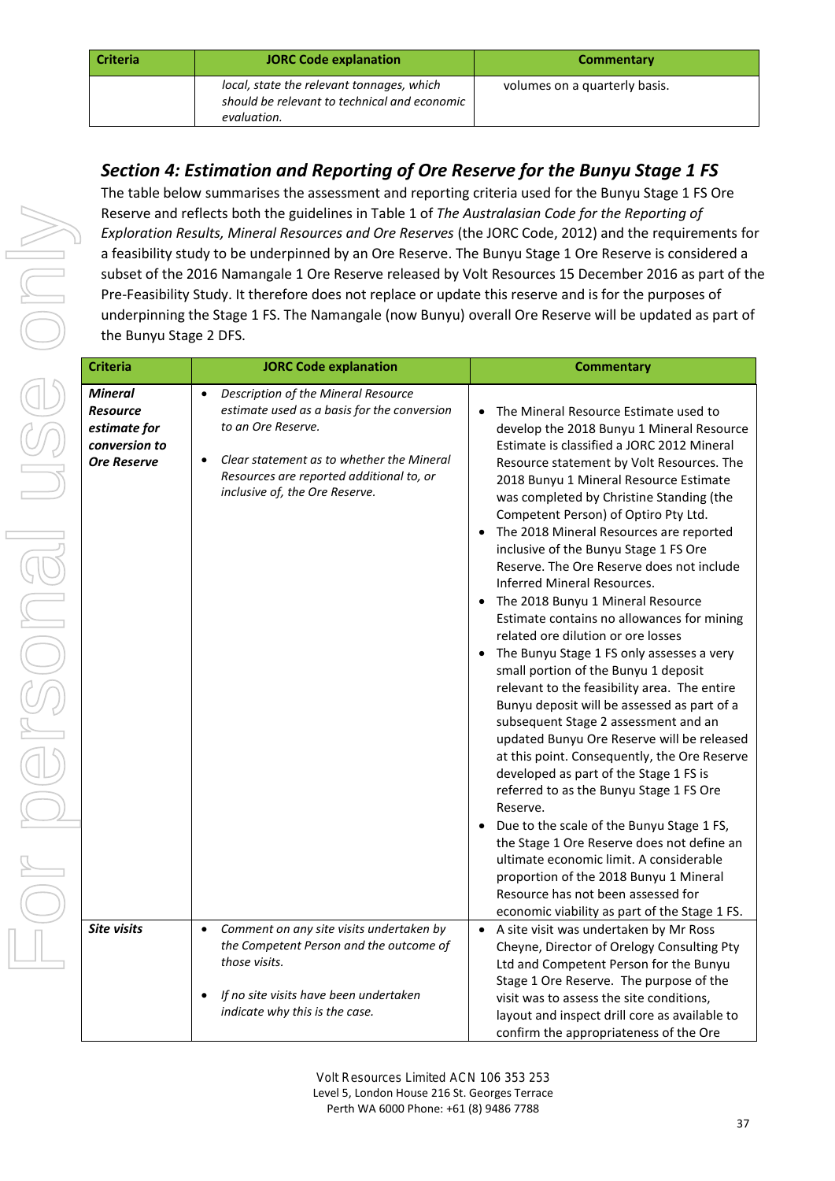| Criteria | JORC Code explanation | Commentary |
|---|---|---|
| | *local, state the relevant tonnages, which should be relevant to technical and economic evaluation.* | volumes on a quarterly basis. |

## *Section 4: Estimation and Reporting of Ore Reserve for the Bunyu Stage 1 FS*

The table below summarises the assessment and reporting criteria used for the Bunyu Stage 1 FS Ore Reserve and reflects both the guidelines in Table 1 of *The Australasian Code for the Reporting of Exploration Results, Mineral Resources and Ore Reserves* (the JORC Code, 2012) and the requirements for a feasibility study to be underpinned by an Ore Reserve. The Bunyu Stage 1 Ore Reserve is considered a subset of the 2016 Namangale 1 Ore Reserve released by Volt Resources 15 December 2016 as part of the Pre-Feasibility Study. It therefore does not replace or update this reserve and is for the purposes of underpinning the Stage 1 FS. The Namangale (now Bunyu) overall Ore Reserve will be updated as part of the Bunyu Stage 2 DFS.

| Criteria | JORC Code explanation | Commentary |
|---|---|---|
| ***Mineral Resource estimate for conversion to Ore Reserve*** | • *Description of the Mineral Resource estimate used as a basis for the conversion to an Ore Reserve.*<br>• *Clear statement as to whether the Mineral Resources are reported additional to, or inclusive of, the Ore Reserve.* | • The Mineral Resource Estimate used to develop the 2018 Bunyu 1 Mineral Resource Estimate is classified a JORC 2012 Mineral Resource statement by Volt Resources. The 2018 Bunyu 1 Mineral Resource Estimate was completed by Christine Standing (the Competent Person) of Optiro Pty Ltd.<br>• The 2018 Mineral Resources are reported inclusive of the Bunyu Stage 1 FS Ore Reserve. The Ore Reserve does not include Inferred Mineral Resources.<br>• The 2018 Bunyu 1 Mineral Resource Estimate contains no allowances for mining related ore dilution or ore losses<br>• The Bunyu Stage 1 FS only assesses a very small portion of the Bunyu 1 deposit relevant to the feasibility area. The entire Bunyu deposit will be assessed as part of a subsequent Stage 2 assessment and an updated Bunyu Ore Reserve will be released at this point. Consequently, the Ore Reserve developed as part of the Stage 1 FS is referred to as the Bunyu Stage 1 FS Ore Reserve.<br>• Due to the scale of the Bunyu Stage 1 FS, the Stage 1 Ore Reserve does not define an ultimate economic limit. A considerable proportion of the 2018 Bunyu 1 Mineral Resource has not been assessed for economic viability as part of the Stage 1 FS. |
| ***Site visits*** | • *Comment on any site visits undertaken by the Competent Person and the outcome of those visits.*<br>• *If no site visits have been undertaken indicate why this is the case.* | • A site visit was undertaken by Mr Ross Cheyne, Director of Orelogy Consulting Pty Ltd and Competent Person for the Bunyu Stage 1 Ore Reserve. The purpose of the visit was to assess the site conditions, layout and inspect drill core as available to confirm the appropriateness of the Ore |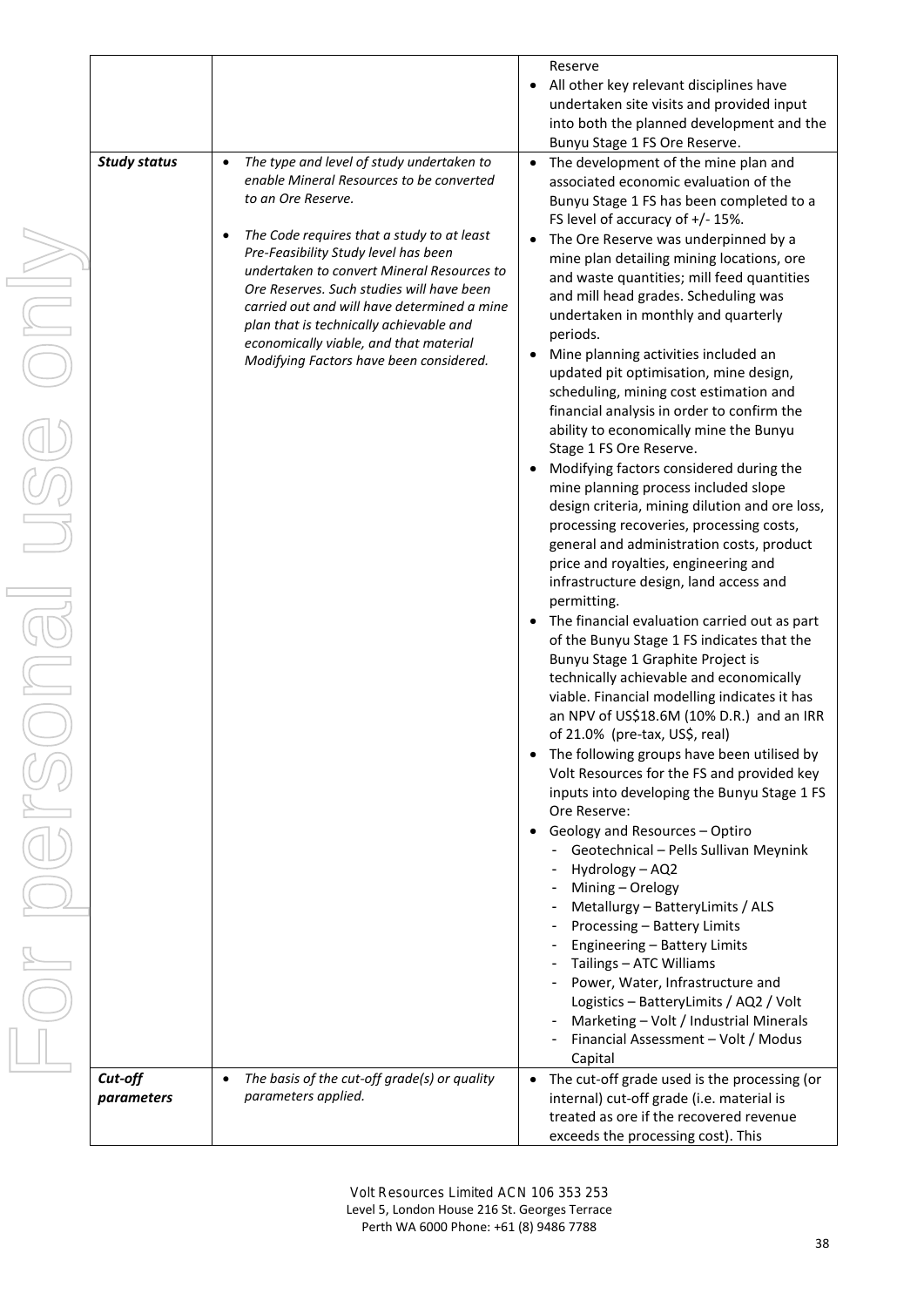| | | |
|---|---|---|
| | | Reserve<br>• All other key relevant disciplines have undertaken site visits and provided input into both the planned development and the Bunyu Stage 1 FS Ore Reserve. |
| ***Study status*** | • *The type and level of study undertaken to enable Mineral Resources to be converted to an Ore Reserve.*<br>• *The Code requires that a study to at least Pre-Feasibility Study level has been undertaken to convert Mineral Resources to Ore Reserves. Such studies will have been carried out and will have determined a mine plan that is technically achievable and economically viable, and that material Modifying Factors have been considered.* | • The development of the mine plan and associated economic evaluation of the Bunyu Stage 1 FS has been completed to a FS level of accuracy of +/- 15%.<br>• The Ore Reserve was underpinned by a mine plan detailing mining locations, ore and waste quantities; mill feed quantities and mill head grades. Scheduling was undertaken in monthly and quarterly periods.<br>• Mine planning activities included an updated pit optimisation, mine design, scheduling, mining cost estimation and financial analysis in order to confirm the ability to economically mine the Bunyu Stage 1 FS Ore Reserve.<br>• Modifying factors considered during the mine planning process included slope design criteria, mining dilution and ore loss, processing recoveries, processing costs, general and administration costs, product price and royalties, engineering and infrastructure design, land access and permitting.<br>• The financial evaluation carried out as part of the Bunyu Stage 1 FS indicates that the Bunyu Stage 1 Graphite Project is technically achievable and economically viable. Financial modelling indicates it has an NPV of US$18.6M (10% D.R.) and an IRR of 21.0% (pre-tax, US$, real)<br>• The following groups have been utilised by Volt Resources for the FS and provided key inputs into developing the Bunyu Stage 1 FS Ore Reserve:<br>• Geology and Resources – Optiro<br>- Geotechnical – Pells Sullivan Meynink<br>- Hydrology – AQ2<br>- Mining – Orelogy<br>- Metallurgy – BatteryLimits / ALS<br>- Processing – Battery Limits<br>- Engineering – Battery Limits<br>- Tailings – ATC Williams<br>- Power, Water, Infrastructure and Logistics – BatteryLimits / AQ2 / Volt<br>- Marketing – Volt / Industrial Minerals<br>- Financial Assessment – Volt / Modus Capital |
| ***Cut-off parameters*** | • *The basis of the cut-off grade(s) or quality parameters applied.* | • The cut-off grade used is the processing (or internal) cut-off grade (i.e. material is treated as ore if the recovered revenue exceeds the processing cost). This |

Volt Resources Limited ACN 106 353 253
Level 5, London House 216 St. Georges Terrace
Perth WA 6000 Phone: +61 (8) 9486 7788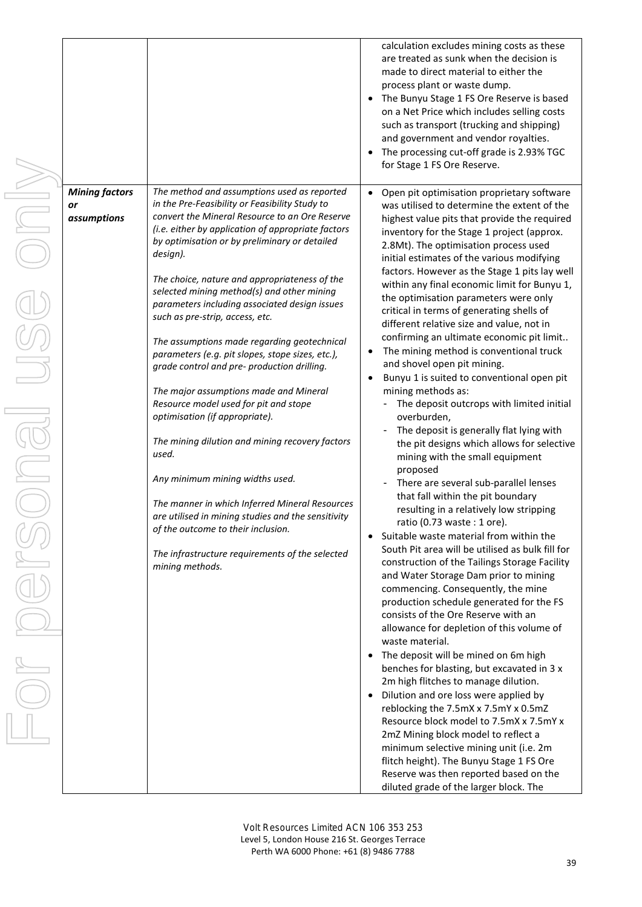| | | |
|---|---|---|
| | | calculation excludes mining costs as these are treated as sunk when the decision is made to direct material to either the process plant or waste dump.<br>• The Bunyu Stage 1 FS Ore Reserve is based on a Net Price which includes selling costs such as transport (trucking and shipping) and government and vendor royalties.<br>• The processing cut-off grade is 2.93% TGC for Stage 1 FS Ore Reserve. |
| ***Mining factors or assumptions*** | *The method and assumptions used as reported in the Pre-Feasibility or Feasibility Study to convert the Mineral Resource to an Ore Reserve (i.e. either by application of appropriate factors by optimisation or by preliminary or detailed design).*<br><br>*The choice, nature and appropriateness of the selected mining method(s) and other mining parameters including associated design issues such as pre-strip, access, etc.*<br><br>*The assumptions made regarding geotechnical parameters (e.g. pit slopes, stope sizes, etc.), grade control and pre- production drilling.*<br><br>*The major assumptions made and Mineral Resource model used for pit and stope optimisation (if appropriate).*<br><br>*The mining dilution and mining recovery factors used.*<br><br>*Any minimum mining widths used.*<br><br>*The manner in which Inferred Mineral Resources are utilised in mining studies and the sensitivity of the outcome to their inclusion.*<br><br>*The infrastructure requirements of the selected mining methods.* | • Open pit optimisation proprietary software was utilised to determine the extent of the highest value pits that provide the required inventory for the Stage 1 project (approx. 2.8Mt). The optimisation process used initial estimates of the various modifying factors. However as the Stage 1 pits lay well within any final economic limit for Bunyu 1, the optimisation parameters were only critical in terms of generating shells of different relative size and value, not in confirming an ultimate economic pit limit..<br>• The mining method is conventional truck and shovel open pit mining.<br>• Bunyu 1 is suited to conventional open pit mining methods as:<br>- The deposit outcrops with limited initial overburden,<br>- The deposit is generally flat lying with the pit designs which allows for selective mining with the small equipment proposed<br>- There are several sub-parallel lenses that fall within the pit boundary resulting in a relatively low stripping ratio (0.73 waste : 1 ore).<br>• Suitable waste material from within the South Pit area will be utilised as bulk fill for construction of the Tailings Storage Facility and Water Storage Dam prior to mining commencing. Consequently, the mine production schedule generated for the FS consists of the Ore Reserve with an allowance for depletion of this volume of waste material.<br>• The deposit will be mined on 6m high benches for blasting, but excavated in 3 x 2m high flitches to manage dilution.<br>• Dilution and ore loss were applied by reblocking the 7.5mX x 7.5mY x 0.5mZ Resource block model to 7.5mX x 7.5mY x 2mZ Mining block model to reflect a minimum selective mining unit (i.e. 2m flitch height). The Bunyu Stage 1 FS Ore Reserve was then reported based on the diluted grade of the larger block. The |

Volt Resources Limited ACN 106 353 253
Level 5, London House 216 St. Georges Terrace
Perth WA 6000 Phone: +61 (8) 9486 7788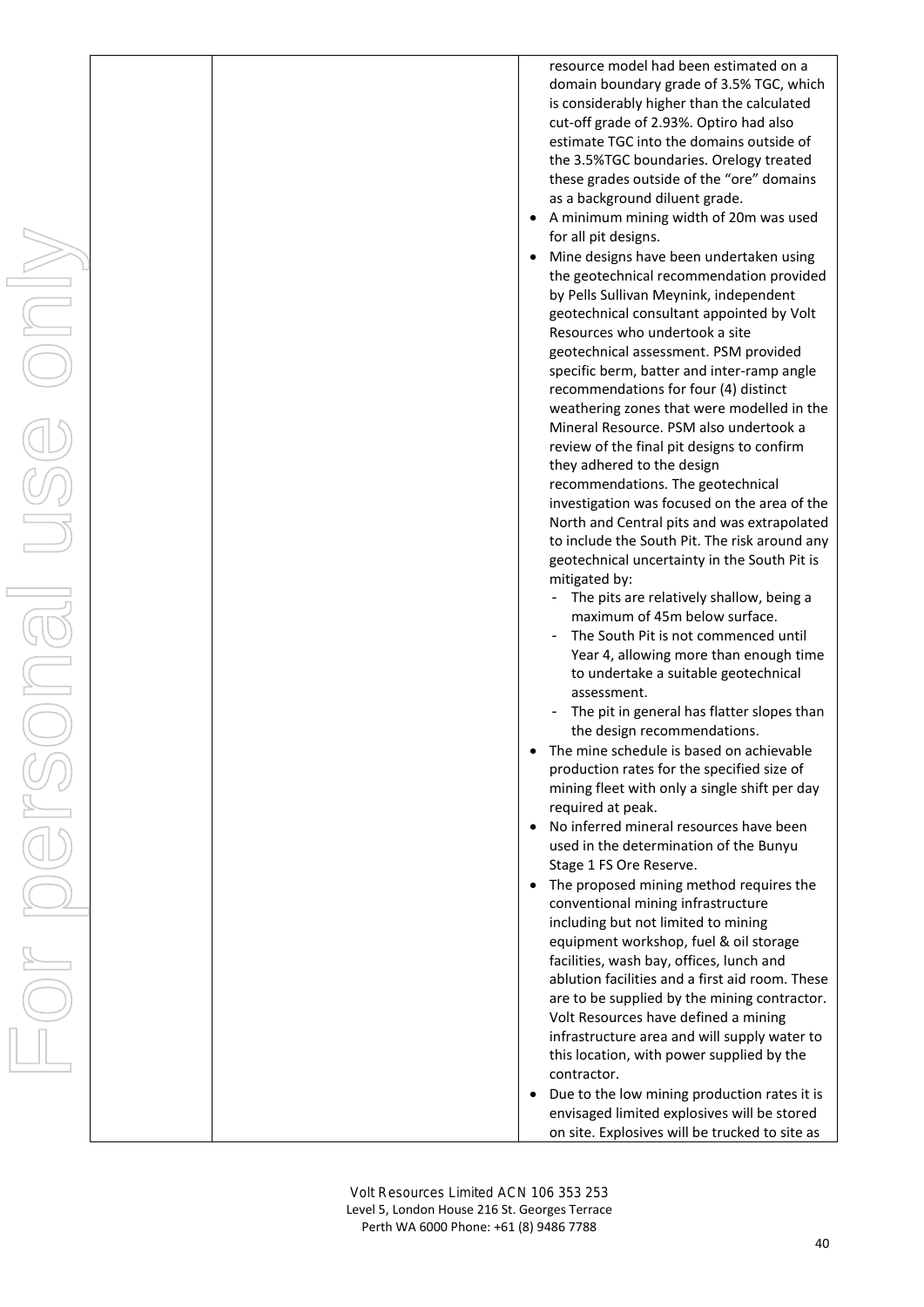| | | resource model had been estimated on a domain boundary grade of 3.5% TGC, which is considerably higher than the calculated cut-off grade of 2.93%. Optiro had also estimate TGC into the domains outside of the 3.5%TGC boundaries. Orelogy treated these grades outside of the "ore" domains as a background diluent grade.<br>• A minimum mining width of 20m was used for all pit designs.<br>• Mine designs have been undertaken using the geotechnical recommendation provided by Pells Sullivan Meynink, independent geotechnical consultant appointed by Volt Resources who undertook a site geotechnical assessment. PSM provided specific berm, batter and inter-ramp angle recommendations for four (4) distinct weathering zones that were modelled in the Mineral Resource. PSM also undertook a review of the final pit designs to confirm they adhered to the design recommendations. The geotechnical investigation was focused on the area of the North and Central pits and was extrapolated to include the South Pit. The risk around any geotechnical uncertainty in the South Pit is mitigated by:<br>- The pits are relatively shallow, being a maximum of 45m below surface.<br>- The South Pit is not commenced until Year 4, allowing more than enough time to undertake a suitable geotechnical assessment.<br>- The pit in general has flatter slopes than the design recommendations.<br>• The mine schedule is based on achievable production rates for the specified size of mining fleet with only a single shift per day required at peak.<br>• No inferred mineral resources have been used in the determination of the Bunyu Stage 1 FS Ore Reserve.<br>• The proposed mining method requires the conventional mining infrastructure including but not limited to mining equipment workshop, fuel & oil storage facilities, wash bay, offices, lunch and ablution facilities and a first aid room. These are to be supplied by the mining contractor. Volt Resources have defined a mining infrastructure area and will supply water to this location, with power supplied by the contractor.<br>• Due to the low mining production rates it is envisaged limited explosives will be stored on site. Explosives will be trucked to site as |
|---|---|---|

Volt Resources Limited ACN 106 353 253
Level 5, London House 216 St. Georges Terrace
Perth WA 6000 Phone: +61 (8) 9486 7788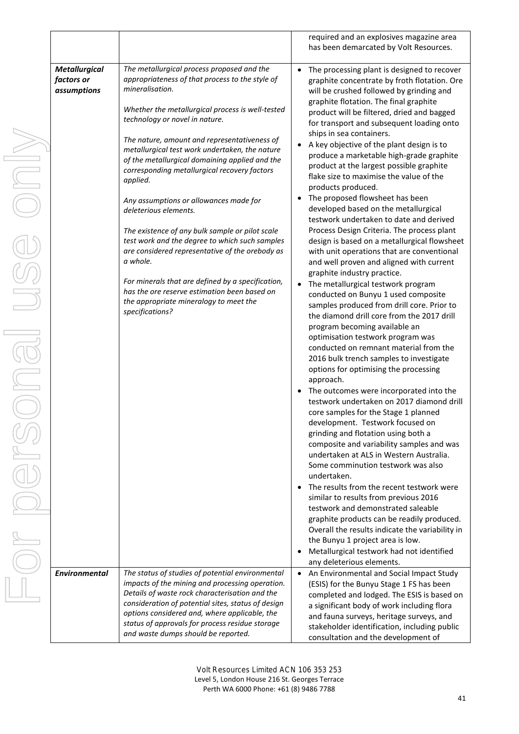| | | |
|---|---|---|
| | | required and an explosives magazine area has been demarcated by Volt Resources. |
| ***Metallurgical factors or assumptions*** | *The metallurgical process proposed and the appropriateness of that process to the style of mineralisation.*<br><br>*Whether the metallurgical process is well-tested technology or novel in nature.*<br><br>*The nature, amount and representativeness of metallurgical test work undertaken, the nature of the metallurgical domaining applied and the corresponding metallurgical recovery factors applied.*<br><br>*Any assumptions or allowances made for deleterious elements.*<br><br>*The existence of any bulk sample or pilot scale test work and the degree to which such samples are considered representative of the orebody as a whole.*<br><br>*For minerals that are defined by a specification, has the ore reserve estimation been based on the appropriate mineralogy to meet the specifications?* | • The processing plant is designed to recover graphite concentrate by froth flotation. Ore will be crushed followed by grinding and graphite flotation. The final graphite product will be filtered, dried and bagged for transport and subsequent loading onto ships in sea containers.<br>• A key objective of the plant design is to produce a marketable high-grade graphite product at the largest possible graphite flake size to maximise the value of the products produced.<br>• The proposed flowsheet has been developed based on the metallurgical testwork undertaken to date and derived Process Design Criteria. The process plant design is based on a metallurgical flowsheet with unit operations that are conventional and well proven and aligned with current graphite industry practice.<br>• The metallurgical testwork program conducted on Bunyu 1 used composite samples produced from drill core. Prior to the diamond drill core from the 2017 drill program becoming available an optimisation testwork program was conducted on remnant material from the 2016 bulk trench samples to investigate options for optimising the processing approach.<br>• The outcomes were incorporated into the testwork undertaken on 2017 diamond drill core samples for the Stage 1 planned development. Testwork focused on grinding and flotation using both a composite and variability samples and was undertaken at ALS in Western Australia. Some comminution testwork was also undertaken.<br>• The results from the recent testwork were similar to results from previous 2016 testwork and demonstrated saleable graphite products can be readily produced. Overall the results indicate the variability in the Bunyu 1 project area is low.<br>• Metallurgical testwork had not identified any deleterious elements. |
| ***Environmental*** | *The status of studies of potential environmental impacts of the mining and processing operation. Details of waste rock characterisation and the consideration of potential sites, status of design options considered and, where applicable, the status of approvals for process residue storage and waste dumps should be reported.* | • An Environmental and Social Impact Study (ESIS) for the Bunyu Stage 1 FS has been completed and lodged. The ESIS is based on a significant body of work including flora and fauna surveys, heritage surveys, and stakeholder identification, including public consultation and the development of |

Volt Resources Limited ACN 106 353 253
Level 5, London House 216 St. Georges Terrace
Perth WA 6000 Phone: +61 (8) 9486 7788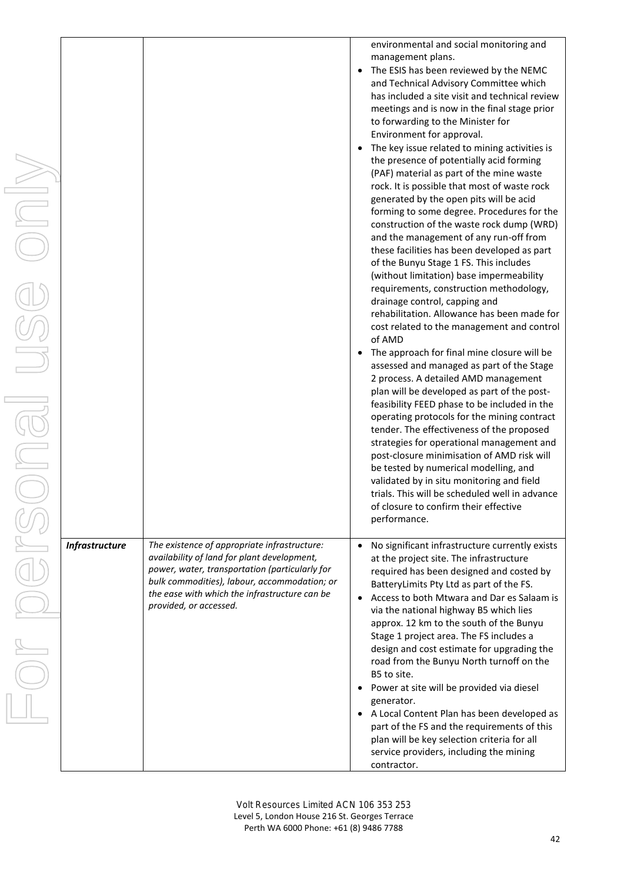| | | |
|---|---|---|
| | | environmental and social monitoring and management plans.<br>• The ESIS has been reviewed by the NEMC and Technical Advisory Committee which has included a site visit and technical review meetings and is now in the final stage prior to forwarding to the Minister for Environment for approval.<br>• The key issue related to mining activities is the presence of potentially acid forming (PAF) material as part of the mine waste rock. It is possible that most of waste rock generated by the open pits will be acid forming to some degree. Procedures for the construction of the waste rock dump (WRD) and the management of any run-off from these facilities has been developed as part of the Bunyu Stage 1 FS. This includes (without limitation) base impermeability requirements, construction methodology, drainage control, capping and rehabilitation. Allowance has been made for cost related to the management and control of AMD<br>• The approach for final mine closure will be assessed and managed as part of the Stage 2 process. A detailed AMD management plan will be developed as part of the post-feasibility FEED phase to be included in the operating protocols for the mining contract tender. The effectiveness of the proposed strategies for operational management and post-closure minimisation of AMD risk will be tested by numerical modelling, and validated by in situ monitoring and field trials. This will be scheduled well in advance of closure to confirm their effective performance. |
| ***Infrastructure*** | *The existence of appropriate infrastructure: availability of land for plant development, power, water, transportation (particularly for bulk commodities), labour, accommodation; or the ease with which the infrastructure can be provided, or accessed.* | • No significant infrastructure currently exists at the project site. The infrastructure required has been designed and costed by BatteryLimits Pty Ltd as part of the FS.<br>• Access to both Mtwara and Dar es Salaam is via the national highway B5 which lies approx. 12 km to the south of the Bunyu Stage 1 project area. The FS includes a design and cost estimate for upgrading the road from the Bunyu North turnoff on the B5 to site.<br>• Power at site will be provided via diesel generator.<br>• A Local Content Plan has been developed as part of the FS and the requirements of this plan will be key selection criteria for all service providers, including the mining contractor. |

Volt Resources Limited ACN 106 353 253
Level 5, London House 216 St. Georges Terrace
Perth WA 6000 Phone: +61 (8) 9486 7788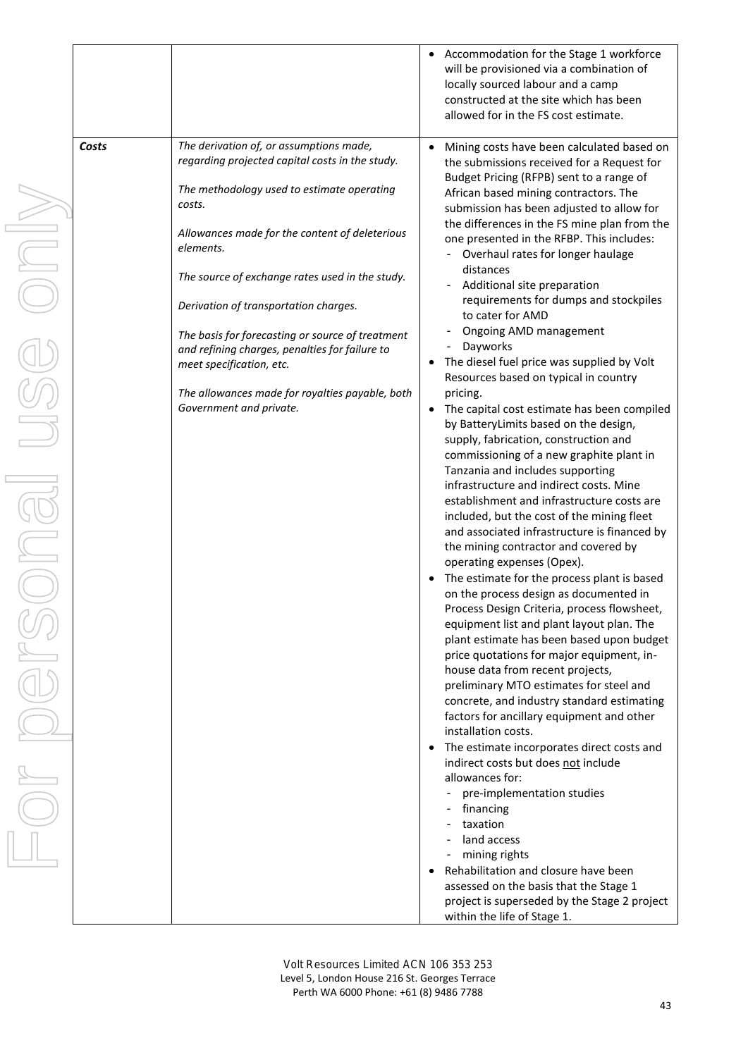| | | |
|---|---|---|
| | | • Accommodation for the Stage 1 workforce will be provisioned via a combination of locally sourced labour and a camp constructed at the site which has been allowed for in the FS cost estimate. |
| ***Costs*** | *The derivation of, or assumptions made, regarding projected capital costs in the study.*<br><br>*The methodology used to estimate operating costs.*<br><br>*Allowances made for the content of deleterious elements.*<br><br>*The source of exchange rates used in the study.*<br><br>*Derivation of transportation charges.*<br><br>*The basis for forecasting or source of treatment and refining charges, penalties for failure to meet specification, etc.*<br><br>*The allowances made for royalties payable, both Government and private.* | • Mining costs have been calculated based on the submissions received for a Request for Budget Pricing (RFPB) sent to a range of African based mining contractors. The submission has been adjusted to allow for the differences in the FS mine plan from the one presented in the RFBP. This includes:<br>- Overhaul rates for longer haulage distances<br>- Additional site preparation requirements for dumps and stockpiles to cater for AMD<br>- Ongoing AMD management<br>- Dayworks<br>• The diesel fuel price was supplied by Volt Resources based on typical in country pricing.<br>• The capital cost estimate has been compiled by BatteryLimits based on the design, supply, fabrication, construction and commissioning of a new graphite plant in Tanzania and includes supporting infrastructure and indirect costs. Mine establishment and infrastructure costs are included, but the cost of the mining fleet and associated infrastructure is financed by the mining contractor and covered by operating expenses (Opex).<br>• The estimate for the process plant is based on the process design as documented in Process Design Criteria, process flowsheet, equipment list and plant layout plan. The plant estimate has been based upon budget price quotations for major equipment, in-house data from recent projects, preliminary MTO estimates for steel and concrete, and industry standard estimating factors for ancillary equipment and other installation costs.<br>• The estimate incorporates direct costs and indirect costs but does <u>not</u> include allowances for:<br>- pre-implementation studies<br>- financing<br>- taxation<br>- land access<br>- mining rights<br>• Rehabilitation and closure have been assessed on the basis that the Stage 1 project is superseded by the Stage 2 project within the life of Stage 1. |

Volt Resources Limited ACN 106 353 253
Level 5, London House 216 St. Georges Terrace
Perth WA 6000 Phone: +61 (8) 9486 7788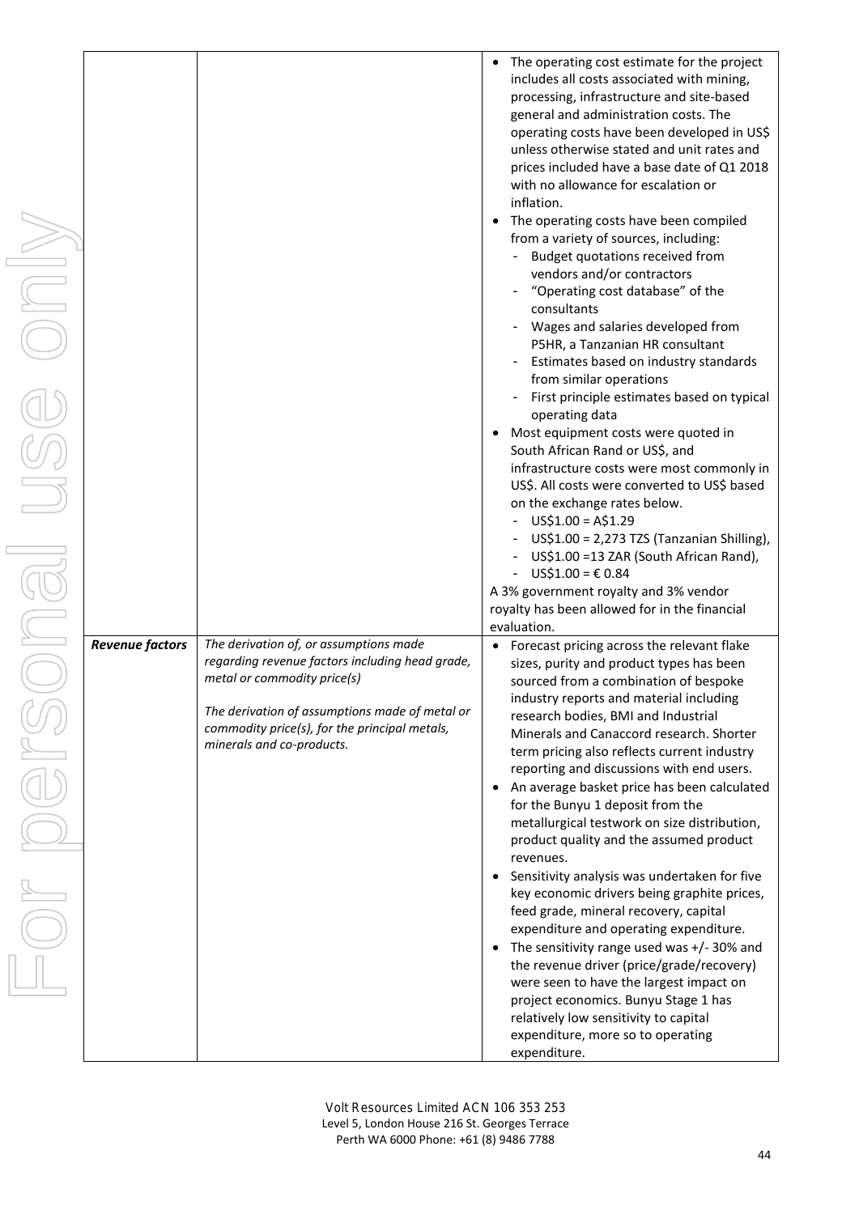| | | |
|---|---|---|
| | | • The operating cost estimate for the project includes all costs associated with mining, processing, infrastructure and site-based general and administration costs. The operating costs have been developed in US$ unless otherwise stated and unit rates and prices included have a base date of Q1 2018 with no allowance for escalation or inflation.<br>• The operating costs have been compiled from a variety of sources, including:<br>- Budget quotations received from vendors and/or contractors<br>- "Operating cost database" of the consultants<br>- Wages and salaries developed from P5HR, a Tanzanian HR consultant<br>- Estimates based on industry standards from similar operations<br>- First principle estimates based on typical operating data<br>• Most equipment costs were quoted in South African Rand or US$, and infrastructure costs were most commonly in US$. All costs were converted to US$ based on the exchange rates below.<br>- US$1.00 = A$1.29<br>- US$1.00 = 2,273 TZS (Tanzanian Shilling),<br>- US$1.00 =13 ZAR (South African Rand),<br>- US$1.00 = € 0.84<br>A 3% government royalty and 3% vendor royalty has been allowed for in the financial evaluation. |
| ***Revenue factors*** | *The derivation of, or assumptions made regarding revenue factors including head grade, metal or commodity price(s)*<br><br>*The derivation of assumptions made of metal or commodity price(s), for the principal metals, minerals and co-products.* | • Forecast pricing across the relevant flake sizes, purity and product types has been sourced from a combination of bespoke industry reports and material including research bodies, BMI and Industrial Minerals and Canaccord research. Shorter term pricing also reflects current industry reporting and discussions with end users.<br>• An average basket price has been calculated for the Bunyu 1 deposit from the metallurgical testwork on size distribution, product quality and the assumed product revenues.<br>• Sensitivity analysis was undertaken for five key economic drivers being graphite prices, feed grade, mineral recovery, capital expenditure and operating expenditure.<br>• The sensitivity range used was +/- 30% and the revenue driver (price/grade/recovery) were seen to have the largest impact on project economics. Bunyu Stage 1 has relatively low sensitivity to capital expenditure, more so to operating expenditure. |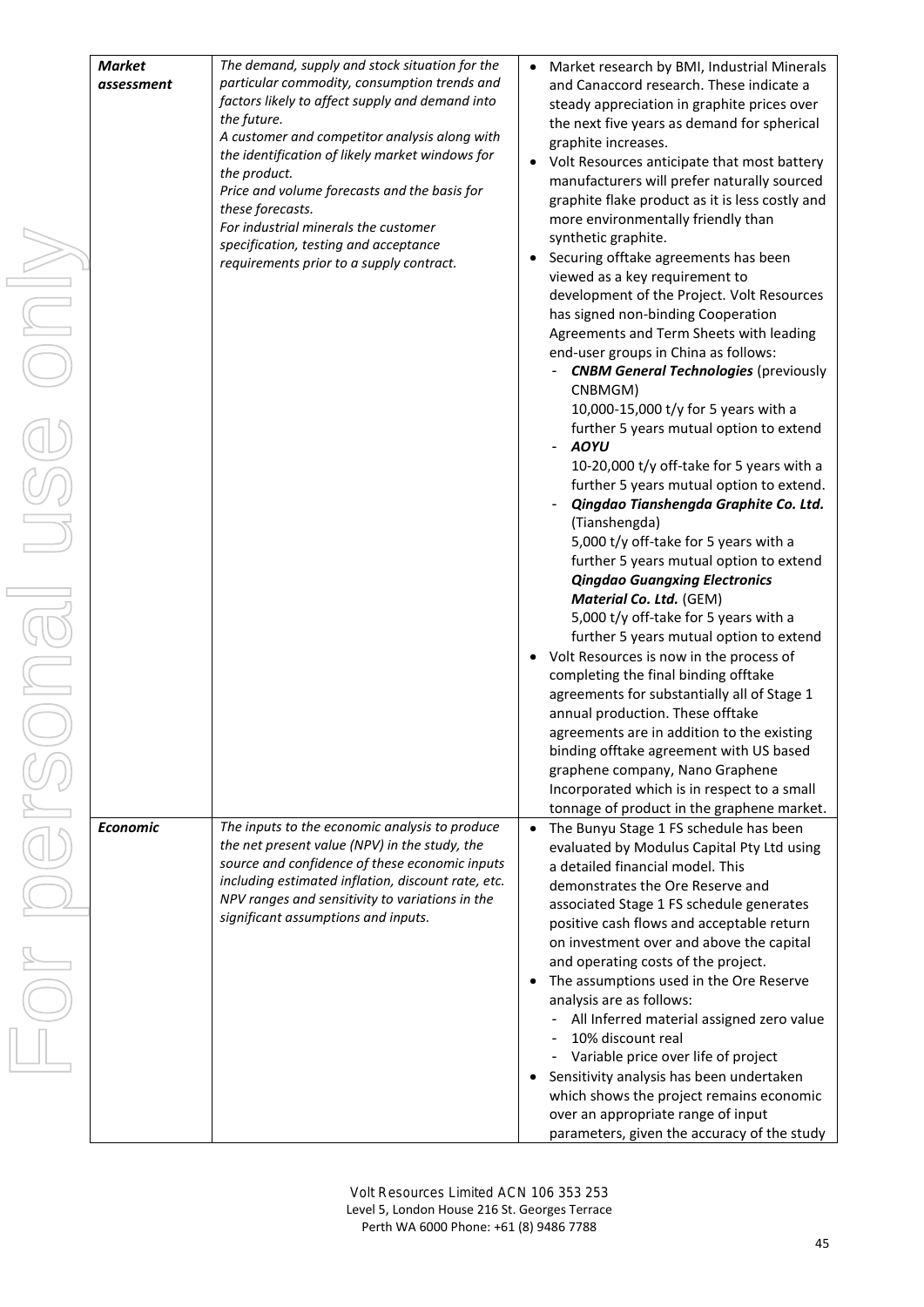| *Market assessment* | *The demand, supply and stock situation for the particular commodity, consumption trends and factors likely to affect supply and demand into the future.*<br>*A customer and competitor analysis along with the identification of likely market windows for the product.*<br>*Price and volume forecasts and the basis for these forecasts.*<br>*For industrial minerals the customer specification, testing and acceptance requirements prior to a supply contract.* | • Market research by BMI, Industrial Minerals and Canaccord research. These indicate a steady appreciation in graphite prices over the next five years as demand for spherical graphite increases.<br>• Volt Resources anticipate that most battery manufacturers will prefer naturally sourced graphite flake product as it is less costly and more environmentally friendly than synthetic graphite.<br>• Securing offtake agreements has been viewed as a key requirement to development of the Project. Volt Resources has signed non-binding Cooperation Agreements and Term Sheets with leading end-user groups in China as follows:<br>- ***CNBM General Technologies*** (previously CNBMGM) 10,000-15,000 t/y for 5 years with a further 5 years mutual option to extend<br>- ***AOYU*** 10-20,000 t/y off-take for 5 years with a further 5 years mutual option to extend.<br>- ***Qingdao Tianshengda Graphite Co. Ltd.*** (Tianshengda) 5,000 t/y off-take for 5 years with a further 5 years mutual option to extend ***Qingdao Guangxing Electronics Material Co. Ltd.*** (GEM) 5,000 t/y off-take for 5 years with a further 5 years mutual option to extend<br>• Volt Resources is now in the process of completing the final binding offtake agreements for substantially all of Stage 1 annual production. These offtake agreements are in addition to the existing binding offtake agreement with US based graphene company, Nano Graphene Incorporated which is in respect to a small tonnage of product in the graphene market. |
|---|---|---|
| ***Economic*** | *The inputs to the economic analysis to produce the net present value (NPV) in the study, the source and confidence of these economic inputs including estimated inflation, discount rate, etc.*<br>*NPV ranges and sensitivity to variations in the significant assumptions and inputs.* | • The Bunyu Stage 1 FS schedule has been evaluated by Modulus Capital Pty Ltd using a detailed financial model. This demonstrates the Ore Reserve and associated Stage 1 FS schedule generates positive cash flows and acceptable return on investment over and above the capital and operating costs of the project.<br>• The assumptions used in the Ore Reserve analysis are as follows:<br>- All Inferred material assigned zero value<br>- 10% discount real<br>- Variable price over life of project<br>• Sensitivity analysis has been undertaken which shows the project remains economic over an appropriate range of input parameters, given the accuracy of the study |

Volt Resources Limited ACN 106 353 253
Level 5, London House 216 St. Georges Terrace
Perth WA 6000 Phone: +61 (8) 9486 7788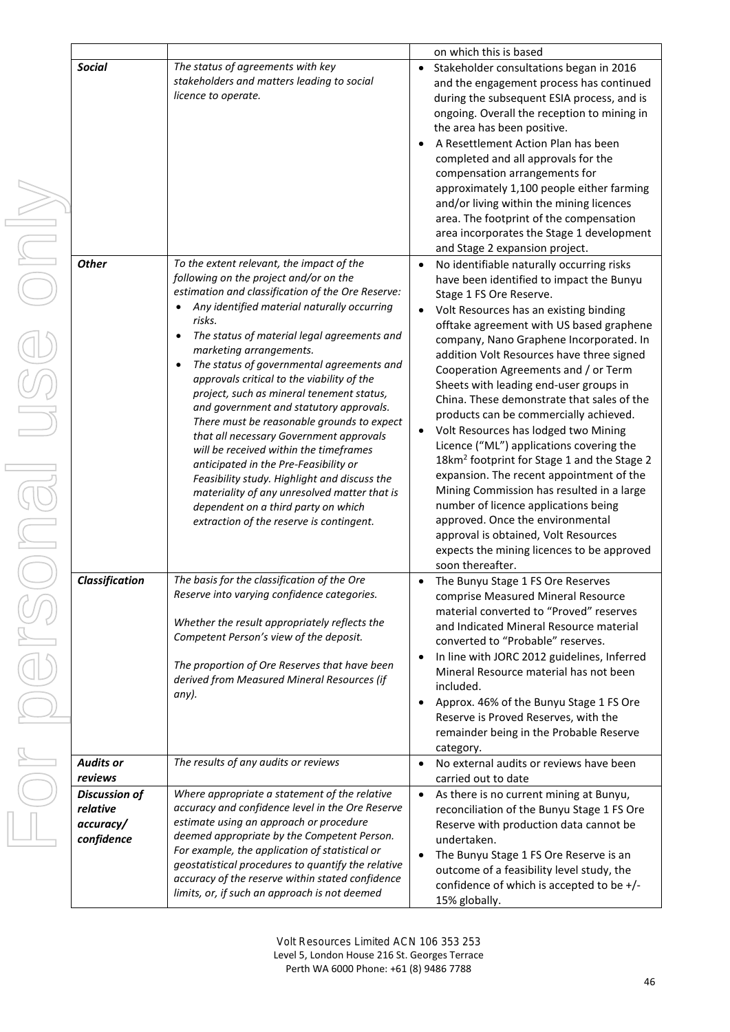| | | on which this is based |
|---|---|---|
| ***Social*** | *The status of agreements with key stakeholders and matters leading to social licence to operate.* | • Stakeholder consultations began in 2016 and the engagement process has continued during the subsequent ESIA process, and is ongoing. Overall the reception to mining in the area has been positive.<br>• A Resettlement Action Plan has been completed and all approvals for the compensation arrangements for approximately 1,100 people either farming and/or living within the mining licences area. The footprint of the compensation area incorporates the Stage 1 development and Stage 2 expansion project. |
| ***Other*** | *To the extent relevant, the impact of the following on the project and/or on the estimation and classification of the Ore Reserve:*<br>• *Any identified material naturally occurring risks.*<br>• *The status of material legal agreements and marketing arrangements.*<br>• *The status of governmental agreements and approvals critical to the viability of the project, such as mineral tenement status, and government and statutory approvals. There must be reasonable grounds to expect that all necessary Government approvals will be received within the timeframes anticipated in the Pre-Feasibility or Feasibility study. Highlight and discuss the materiality of any unresolved matter that is dependent on a third party on which extraction of the reserve is contingent.* | • No identifiable naturally occurring risks have been identified to impact the Bunyu Stage 1 FS Ore Reserve.<br>• Volt Resources has an existing binding offtake agreement with US based graphene company, Nano Graphene Incorporated. In addition Volt Resources have three signed Cooperation Agreements and / or Term Sheets with leading end-user groups in China. These demonstrate that sales of the products can be commercially achieved.<br>• Volt Resources has lodged two Mining Licence ("ML") applications covering the 18km$^2$ footprint for Stage 1 and the Stage 2 expansion. The recent appointment of the Mining Commission has resulted in a large number of licence applications being approved. Once the environmental approval is obtained, Volt Resources expects the mining licences to be approved soon thereafter. |
| ***Classification*** | *The basis for the classification of the Ore Reserve into varying confidence categories.*<br><br>*Whether the result appropriately reflects the Competent Person's view of the deposit.*<br><br>*The proportion of Ore Reserves that have been derived from Measured Mineral Resources (if any).* | • The Bunyu Stage 1 FS Ore Reserves comprise Measured Mineral Resource material converted to "Proved" reserves and Indicated Mineral Resource material converted to "Probable" reserves.<br>• In line with JORC 2012 guidelines, Inferred Mineral Resource material has not been included.<br>• Approx. 46% of the Bunyu Stage 1 FS Ore Reserve is Proved Reserves, with the remainder being in the Probable Reserve category. |
| ***Audits or reviews*** | *The results of any audits or reviews* | • No external audits or reviews have been carried out to date |
| ***Discussion of relative accuracy/ confidence*** | *Where appropriate a statement of the relative accuracy and confidence level in the Ore Reserve estimate using an approach or procedure deemed appropriate by the Competent Person. For example, the application of statistical or geostatistical procedures to quantify the relative accuracy of the reserve within stated confidence limits, or, if such an approach is not deemed* | • As there is no current mining at Bunyu, reconciliation of the Bunyu Stage 1 FS Ore Reserve with production data cannot be undertaken.<br>• The Bunyu Stage 1 FS Ore Reserve is an outcome of a feasibility level study, the confidence of which is accepted to be +/- 15% globally. |

Volt Resources Limited ACN 106 353 253
Level 5, London House 216 St. Georges Terrace
Perth WA 6000 Phone: +61 (8) 9486 7788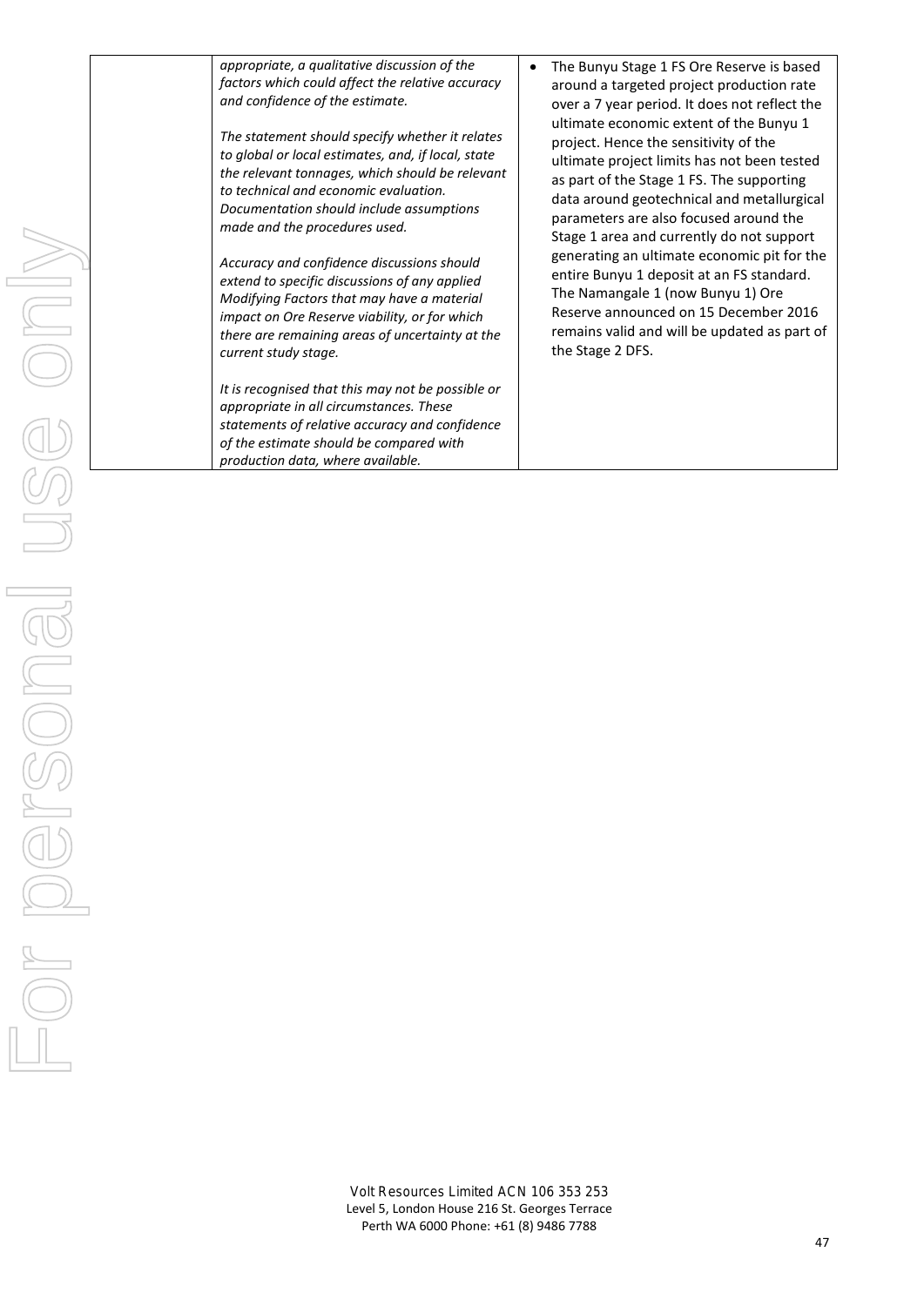| | | |
|---|---|---|
| | *appropriate, a qualitative discussion of the factors which could affect the relative accuracy and confidence of the estimate.*<br><br>*The statement should specify whether it relates to global or local estimates, and, if local, state the relevant tonnages, which should be relevant to technical and economic evaluation. Documentation should include assumptions made and the procedures used.*<br><br>*Accuracy and confidence discussions should extend to specific discussions of any applied Modifying Factors that may have a material impact on Ore Reserve viability, or for which there are remaining areas of uncertainty at the current study stage.*<br><br>*It is recognised that this may not be possible or appropriate in all circumstances. These statements of relative accuracy and confidence of the estimate should be compared with production data, where available.* | • The Bunyu Stage 1 FS Ore Reserve is based around a targeted project production rate over a 7 year period. It does not reflect the ultimate economic extent of the Bunyu 1 project. Hence the sensitivity of the ultimate project limits has not been tested as part of the Stage 1 FS. The supporting data around geotechnical and metallurgical parameters are also focused around the Stage 1 area and currently do not support generating an ultimate economic pit for the entire Bunyu 1 deposit at an FS standard. The Namangale 1 (now Bunyu 1) Ore Reserve announced on 15 December 2016 remains valid and will be updated as part of the Stage 2 DFS. |

Volt Resources Limited ACN 106 353 253
Level 5, London House 216 St. Georges Terrace
Perth WA 6000 Phone: +61 (8) 9486 7788